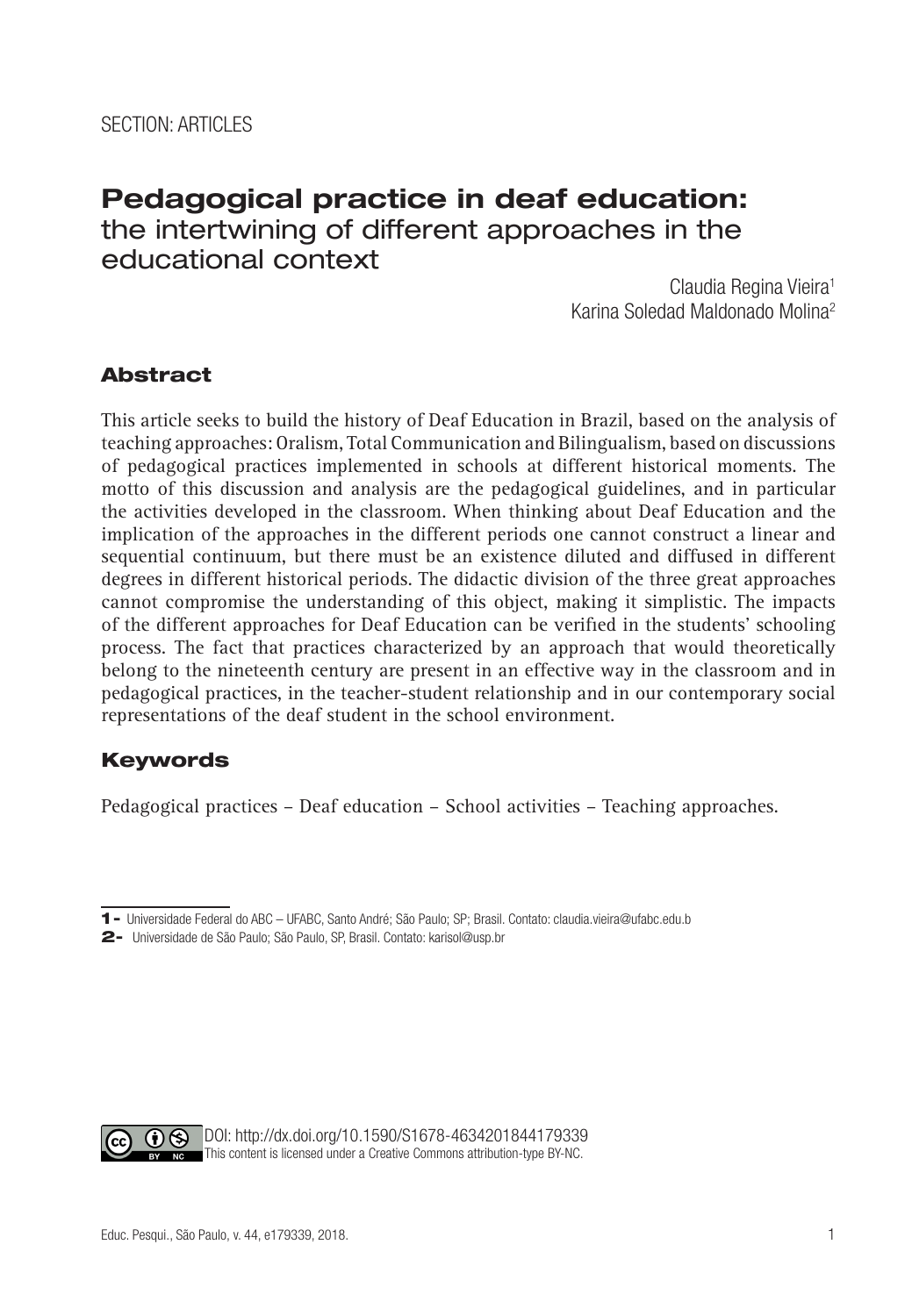SECTION: ARTICLES

# Pedagogical practice in deaf education: the intertwining of different approaches in the educational context

Claudia Regina Vieira[1]
Karina Soledad Maldonado Molina[2]

## Abstract

This article seeks to build the history of Deaf Education in Brazil, based on the analysis of teaching approaches: Oralism, Total Communication and Bilingualism, based on discussions of pedagogical practices implemented in schools at different historical moments. The motto of this discussion and analysis are the pedagogical guidelines, and in particular the activities developed in the classroom. When thinking about Deaf Education and the implication of the approaches in the different periods one cannot construct a linear and sequential continuum, but there must be an existence diluted and diffused in different degrees in different historical periods. The didactic division of the three great approaches cannot compromise the understanding of this object, making it simplistic. The impacts of the different approaches for Deaf Education can be verified in the students' schooling process. The fact that practices characterized by an approach that would theoretically belong to the nineteenth century are present in an effective way in the classroom and in pedagogical practices, in the teacher-student relationship and in our contemporary social representations of the deaf student in the school environment.

## Keywords

Pedagogical practices – Deaf education – School activities – Teaching approaches.

---

1- Universidade Federal do ABC – UFABC, Santo André; São Paulo; SP; Brasil. Contato: claudia.vieira@ufabc.edu.b

2- Universidade de São Paulo; São Paulo, SP, Brasil. Contato: karisol@usp.br

DOI: http://dx.doi.org/10.1590/S1678-4634201844179339
This content is licensed under a Creative Commons attribution-type BY-NC.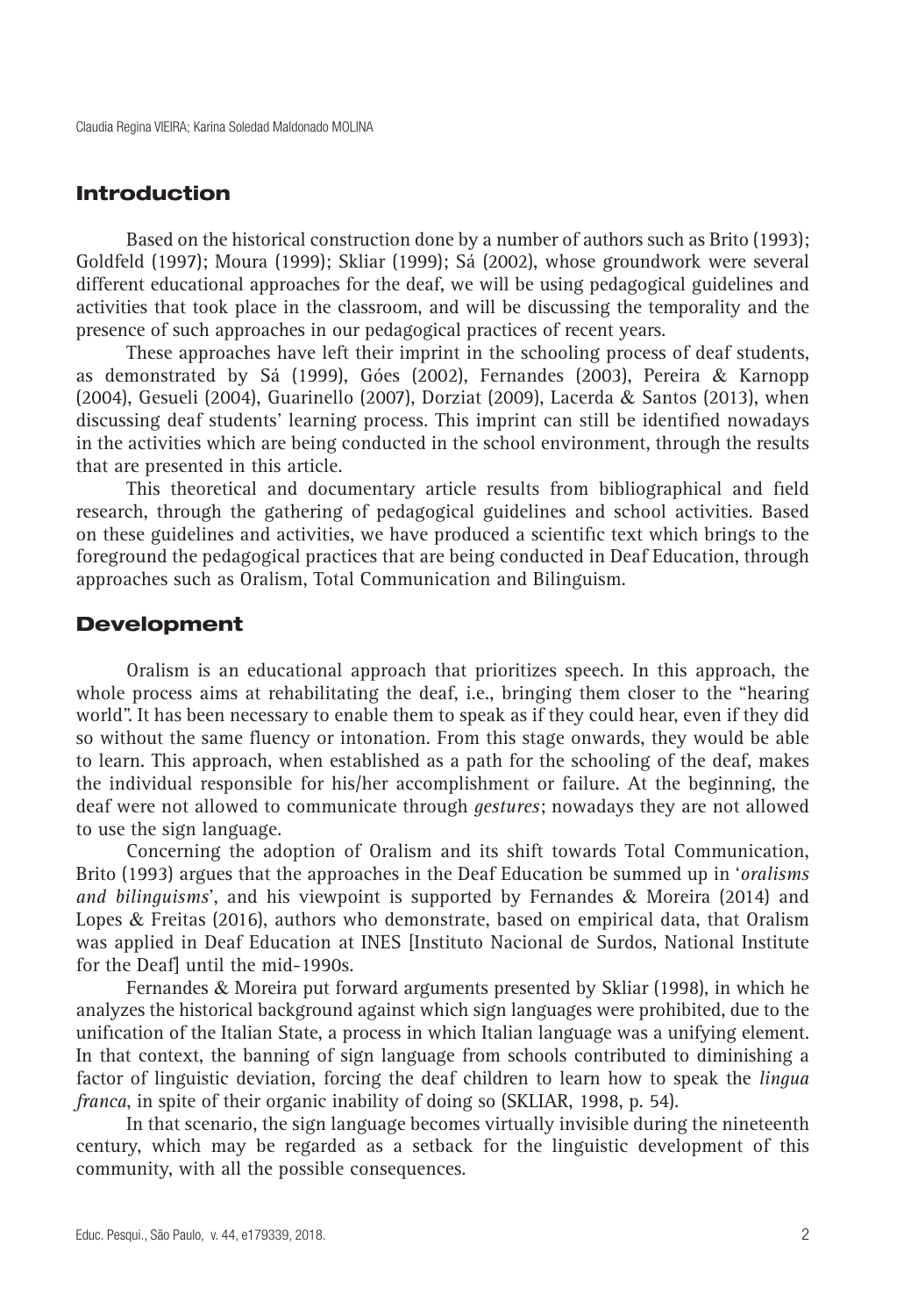## Introduction

Based on the historical construction done by a number of authors such as Brito (1993); Goldfeld (1997); Moura (1999); Skliar (1999); Sá (2002), whose groundwork were several different educational approaches for the deaf, we will be using pedagogical guidelines and activities that took place in the classroom, and will be discussing the temporality and the presence of such approaches in our pedagogical practices of recent years.

These approaches have left their imprint in the schooling process of deaf students, as demonstrated by Sá (1999), Góes (2002), Fernandes (2003), Pereira & Karnopp (2004), Gesueli (2004), Guarinello (2007), Dorziat (2009), Lacerda & Santos (2013), when discussing deaf students' learning process. This imprint can still be identified nowadays in the activities which are being conducted in the school environment, through the results that are presented in this article.

This theoretical and documentary article results from bibliographical and field research, through the gathering of pedagogical guidelines and school activities. Based on these guidelines and activities, we have produced a scientific text which brings to the foreground the pedagogical practices that are being conducted in Deaf Education, through approaches such as Oralism, Total Communication and Bilinguism.

## Development

Oralism is an educational approach that prioritizes speech. In this approach, the whole process aims at rehabilitating the deaf, i.e., bringing them closer to the "hearing world". It has been necessary to enable them to speak as if they could hear, even if they did so without the same fluency or intonation. From this stage onwards, they would be able to learn. This approach, when established as a path for the schooling of the deaf, makes the individual responsible for his/her accomplishment or failure. At the beginning, the deaf were not allowed to communicate through *gestures*; nowadays they are not allowed to use the sign language.

Concerning the adoption of Oralism and its shift towards Total Communication, Brito (1993) argues that the approaches in the Deaf Education be summed up in '*oralisms and bilinguisms*', and his viewpoint is supported by Fernandes & Moreira (2014) and Lopes & Freitas (2016), authors who demonstrate, based on empirical data, that Oralism was applied in Deaf Education at INES [Instituto Nacional de Surdos, National Institute for the Deaf] until the mid-1990s.

Fernandes & Moreira put forward arguments presented by Skliar (1998), in which he analyzes the historical background against which sign languages were prohibited, due to the unification of the Italian State, a process in which Italian language was a unifying element. In that context, the banning of sign language from schools contributed to diminishing a factor of linguistic deviation, forcing the deaf children to learn how to speak the *lingua franca*, in spite of their organic inability of doing so (SKLIAR, 1998, p. 54).

In that scenario, the sign language becomes virtually invisible during the nineteenth century, which may be regarded as a setback for the linguistic development of this community, with all the possible consequences.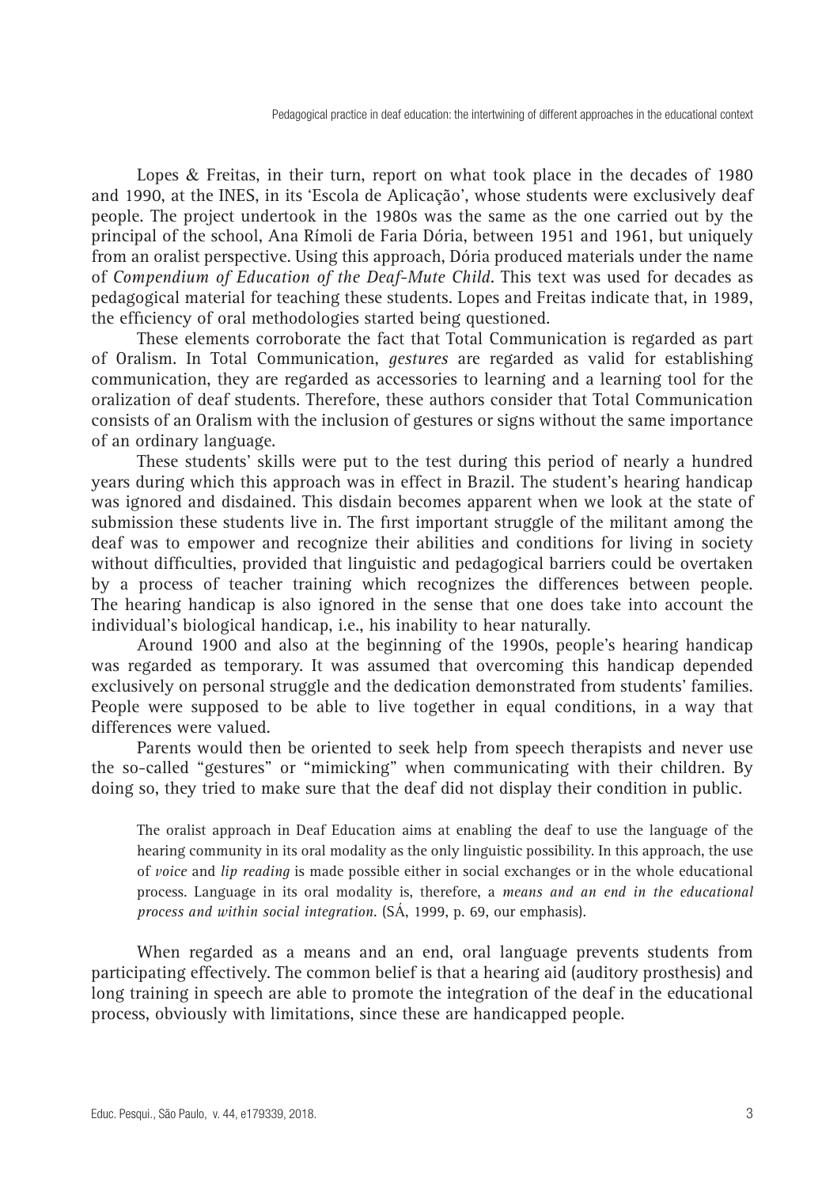Lopes & Freitas, in their turn, report on what took place in the decades of 1980 and 1990, at the INES, in its 'Escola de Aplicação', whose students were exclusively deaf people. The project undertook in the 1980s was the same as the one carried out by the principal of the school, Ana Rímoli de Faria Dória, between 1951 and 1961, but uniquely from an oralist perspective. Using this approach, Dória produced materials under the name of *Compendium of Education of the Deaf-Mute Child*. This text was used for decades as pedagogical material for teaching these students. Lopes and Freitas indicate that, in 1989, the efficiency of oral methodologies started being questioned.

These elements corroborate the fact that Total Communication is regarded as part of Oralism. In Total Communication, *gestures* are regarded as valid for establishing communication, they are regarded as accessories to learning and a learning tool for the oralization of deaf students. Therefore, these authors consider that Total Communication consists of an Oralism with the inclusion of gestures or signs without the same importance of an ordinary language.

These students' skills were put to the test during this period of nearly a hundred years during which this approach was in effect in Brazil. The student's hearing handicap was ignored and disdained. This disdain becomes apparent when we look at the state of submission these students live in. The first important struggle of the militant among the deaf was to empower and recognize their abilities and conditions for living in society without difficulties, provided that linguistic and pedagogical barriers could be overtaken by a process of teacher training which recognizes the differences between people. The hearing handicap is also ignored in the sense that one does take into account the individual's biological handicap, i.e., his inability to hear naturally.

Around 1900 and also at the beginning of the 1990s, people's hearing handicap was regarded as temporary. It was assumed that overcoming this handicap depended exclusively on personal struggle and the dedication demonstrated from students' families. People were supposed to be able to live together in equal conditions, in a way that differences were valued.

Parents would then be oriented to seek help from speech therapists and never use the so-called "gestures" or "mimicking" when communicating with their children. By doing so, they tried to make sure that the deaf did not display their condition in public.

> The oralist approach in Deaf Education aims at enabling the deaf to use the language of the hearing community in its oral modality as the only linguistic possibility. In this approach, the use of *voice* and *lip reading* is made possible either in social exchanges or in the whole educational process. Language in its oral modality is, therefore, a *means and an end in the educational process and within social integration*. (SÁ, 1999, p. 69, our emphasis).

When regarded as a means and an end, oral language prevents students from participating effectively. The common belief is that a hearing aid (auditory prosthesis) and long training in speech are able to promote the integration of the deaf in the educational process, obviously with limitations, since these are handicapped people.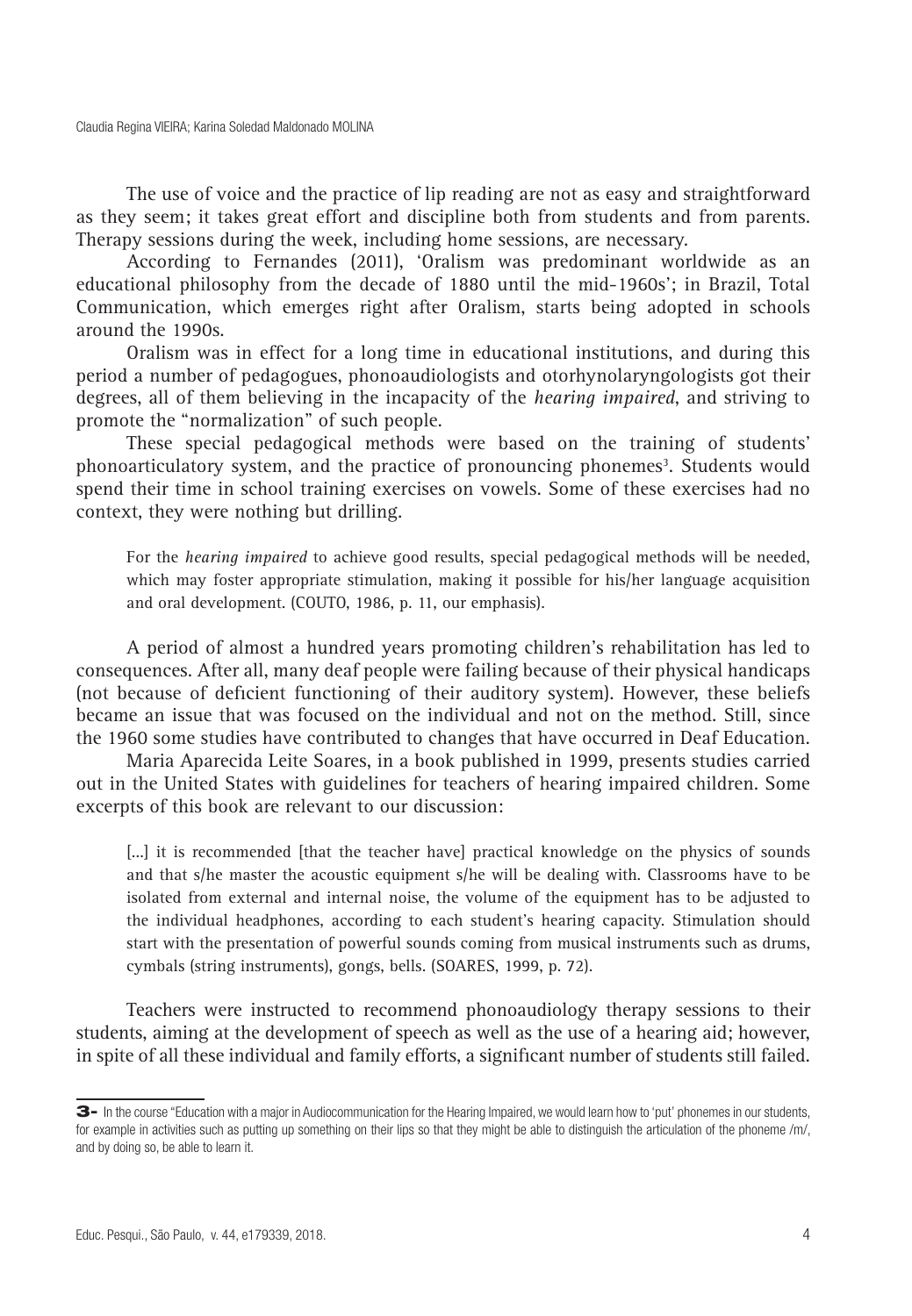The use of voice and the practice of lip reading are not as easy and straightforward as they seem; it takes great effort and discipline both from students and from parents. Therapy sessions during the week, including home sessions, are necessary.

According to Fernandes (2011), 'Oralism was predominant worldwide as an educational philosophy from the decade of 1880 until the mid-1960s'; in Brazil, Total Communication, which emerges right after Oralism, starts being adopted in schools around the 1990s.

Oralism was in effect for a long time in educational institutions, and during this period a number of pedagogues, phonoaudiologists and otorhynolaryngologists got their degrees, all of them believing in the incapacity of the *hearing impaired*, and striving to promote the "normalization" of such people.

These special pedagogical methods were based on the training of students' phonoarticulatory system, and the practice of pronouncing phonemes[3]. Students would spend their time in school training exercises on vowels. Some of these exercises had no context, they were nothing but drilling.

> For the *hearing impaired* to achieve good results, special pedagogical methods will be needed, which may foster appropriate stimulation, making it possible for his/her language acquisition and oral development. (COUTO, 1986, p. 11, our emphasis).

A period of almost a hundred years promoting children's rehabilitation has led to consequences. After all, many deaf people were failing because of their physical handicaps (not because of deficient functioning of their auditory system). However, these beliefs became an issue that was focused on the individual and not on the method. Still, since the 1960 some studies have contributed to changes that have occurred in Deaf Education.

Maria Aparecida Leite Soares, in a book published in 1999, presents studies carried out in the United States with guidelines for teachers of hearing impaired children. Some excerpts of this book are relevant to our discussion:

> [...] it is recommended [that the teacher have] practical knowledge on the physics of sounds and that s/he master the acoustic equipment s/he will be dealing with. Classrooms have to be isolated from external and internal noise, the volume of the equipment has to be adjusted to the individual headphones, according to each student's hearing capacity. Stimulation should start with the presentation of powerful sounds coming from musical instruments such as drums, cymbals (string instruments), gongs, bells. (SOARES, 1999, p. 72).

Teachers were instructed to recommend phonoaudiology therapy sessions to their students, aiming at the development of speech as well as the use of a hearing aid; however, in spite of all these individual and family efforts, a significant number of students still failed.

---

3- In the course "Education with a major in Audiocommunication for the Hearing Impaired, we would learn how to 'put' phonemes in our students, for example in activities such as putting up something on their lips so that they might be able to distinguish the articulation of the phoneme /m/, and by doing so, be able to learn it.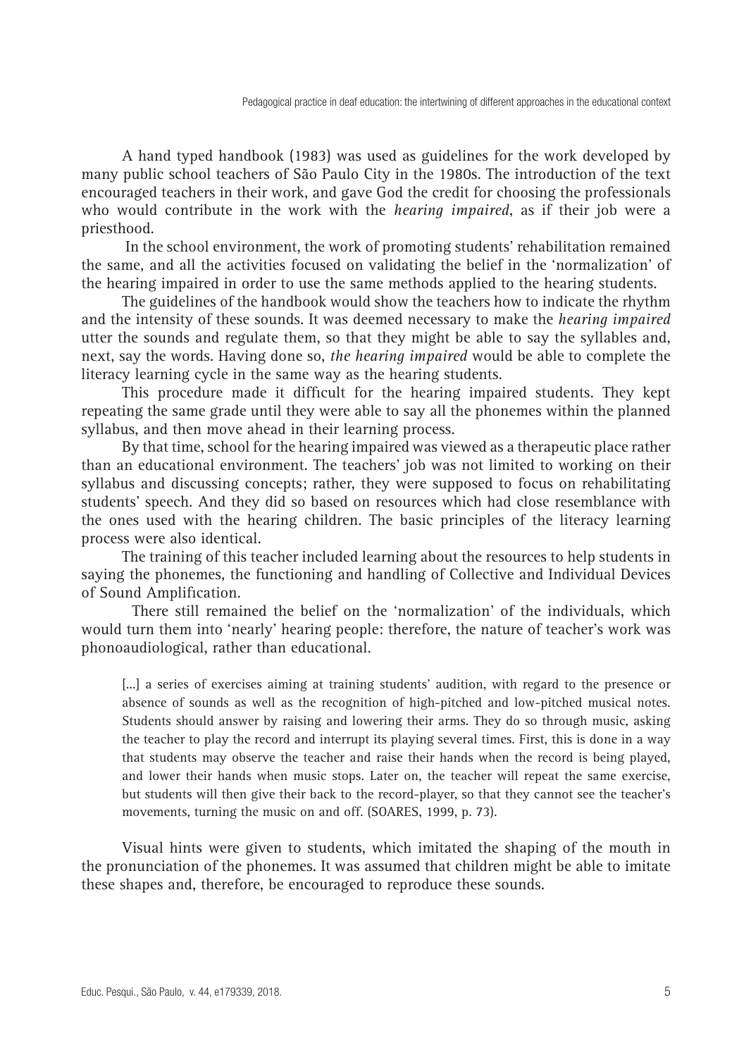A hand typed handbook (1983) was used as guidelines for the work developed by many public school teachers of São Paulo City in the 1980s. The introduction of the text encouraged teachers in their work, and gave God the credit for choosing the professionals who would contribute in the work with the *hearing impaired*, as if their job were a priesthood.

In the school environment, the work of promoting students' rehabilitation remained the same, and all the activities focused on validating the belief in the 'normalization' of the hearing impaired in order to use the same methods applied to the hearing students.

The guidelines of the handbook would show the teachers how to indicate the rhythm and the intensity of these sounds. It was deemed necessary to make the *hearing impaired* utter the sounds and regulate them, so that they might be able to say the syllables and, next, say the words. Having done so, *the hearing impaired* would be able to complete the literacy learning cycle in the same way as the hearing students.

This procedure made it difficult for the hearing impaired students. They kept repeating the same grade until they were able to say all the phonemes within the planned syllabus, and then move ahead in their learning process.

By that time, school for the hearing impaired was viewed as a therapeutic place rather than an educational environment. The teachers' job was not limited to working on their syllabus and discussing concepts; rather, they were supposed to focus on rehabilitating students' speech. And they did so based on resources which had close resemblance with the ones used with the hearing children. The basic principles of the literacy learning process were also identical.

The training of this teacher included learning about the resources to help students in saying the phonemes, the functioning and handling of Collective and Individual Devices of Sound Amplification.

There still remained the belief on the 'normalization' of the individuals, which would turn them into 'nearly' hearing people: therefore, the nature of teacher's work was phonoaudiological, rather than educational.

> [...] a series of exercises aiming at training students' audition, with regard to the presence or absence of sounds as well as the recognition of high-pitched and low-pitched musical notes. Students should answer by raising and lowering their arms. They do so through music, asking the teacher to play the record and interrupt its playing several times. First, this is done in a way that students may observe the teacher and raise their hands when the record is being played, and lower their hands when music stops. Later on, the teacher will repeat the same exercise, but students will then give their back to the record-player, so that they cannot see the teacher's movements, turning the music on and off. (SOARES, 1999, p. 73).

Visual hints were given to students, which imitated the shaping of the mouth in the pronunciation of the phonemes. It was assumed that children might be able to imitate these shapes and, therefore, be encouraged to reproduce these sounds.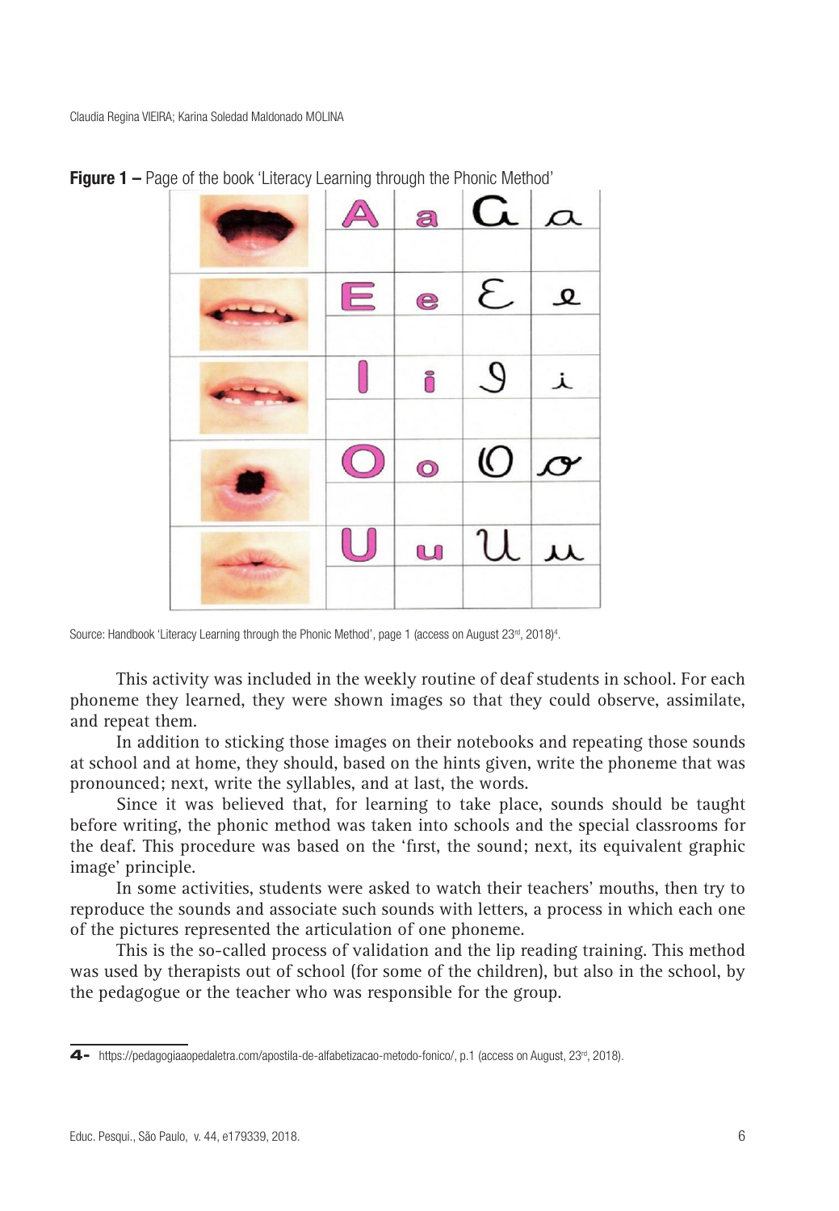**Figure 1 –** Page of the book 'Literacy Learning through the Phonic Method'

Source: Handbook 'Literacy Learning through the Phonic Method', page 1 (access on August 23rd, 2018)[4].

This activity was included in the weekly routine of deaf students in school. For each phoneme they learned, they were shown images so that they could observe, assimilate, and repeat them.

In addition to sticking those images on their notebooks and repeating those sounds at school and at home, they should, based on the hints given, write the phoneme that was pronounced; next, write the syllables, and at last, the words.

Since it was believed that, for learning to take place, sounds should be taught before writing, the phonic method was taken into schools and the special classrooms for the deaf. This procedure was based on the 'first, the sound; next, its equivalent graphic image' principle.

In some activities, students were asked to watch their teachers' mouths, then try to reproduce the sounds and associate such sounds with letters, a process in which each one of the pictures represented the articulation of one phoneme.

This is the so-called process of validation and the lip reading training. This method was used by therapists out of school (for some of the children), but also in the school, by the pedagogue or the teacher who was responsible for the group.

---

4- https://pedagogiaaopedaletra.com/apostila-de-alfabetizacao-metodo-fonico/, p.1 (access on August, 23rd, 2018).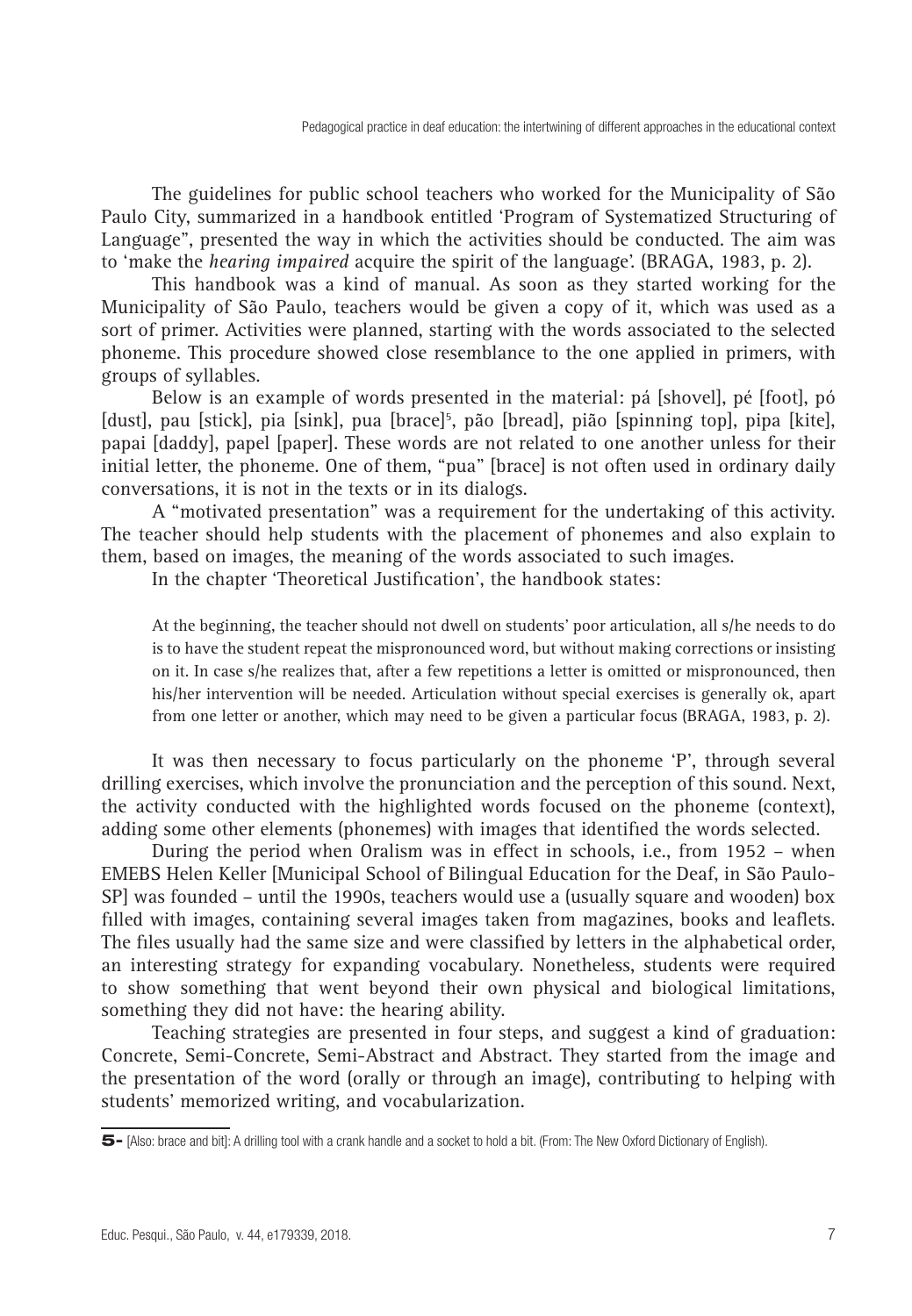The guidelines for public school teachers who worked for the Municipality of São Paulo City, summarized in a handbook entitled 'Program of Systematized Structuring of Language", presented the way in which the activities should be conducted. The aim was to 'make the *hearing impaired* acquire the spirit of the language'. (BRAGA, 1983, p. 2).

This handbook was a kind of manual. As soon as they started working for the Municipality of São Paulo, teachers would be given a copy of it, which was used as a sort of primer. Activities were planned, starting with the words associated to the selected phoneme. This procedure showed close resemblance to the one applied in primers, with groups of syllables.

Below is an example of words presented in the material: pá [shovel], pé [foot], pó [dust], pau [stick], pia [sink], pua [brace][5], pão [bread], pião [spinning top], pipa [kite], papai [daddy], papel [paper]. These words are not related to one another unless for their initial letter, the phoneme. One of them, "pua" [brace] is not often used in ordinary daily conversations, it is not in the texts or in its dialogs.

A "motivated presentation" was a requirement for the undertaking of this activity. The teacher should help students with the placement of phonemes and also explain to them, based on images, the meaning of the words associated to such images.

In the chapter 'Theoretical Justification', the handbook states:

> At the beginning, the teacher should not dwell on students' poor articulation, all s/he needs to do is to have the student repeat the mispronounced word, but without making corrections or insisting on it. In case s/he realizes that, after a few repetitions a letter is omitted or mispronounced, then his/her intervention will be needed. Articulation without special exercises is generally ok, apart from one letter or another, which may need to be given a particular focus (BRAGA, 1983, p. 2).

It was then necessary to focus particularly on the phoneme 'P', through several drilling exercises, which involve the pronunciation and the perception of this sound. Next, the activity conducted with the highlighted words focused on the phoneme (context), adding some other elements (phonemes) with images that identified the words selected.

During the period when Oralism was in effect in schools, i.e., from 1952 – when EMEBS Helen Keller [Municipal School of Bilingual Education for the Deaf, in São Paulo-SP] was founded – until the 1990s, teachers would use a (usually square and wooden) box filled with images, containing several images taken from magazines, books and leaflets. The files usually had the same size and were classified by letters in the alphabetical order, an interesting strategy for expanding vocabulary. Nonetheless, students were required to show something that went beyond their own physical and biological limitations, something they did not have: the hearing ability.

Teaching strategies are presented in four steps, and suggest a kind of graduation: Concrete, Semi-Concrete, Semi-Abstract and Abstract. They started from the image and the presentation of the word (orally or through an image), contributing to helping with students' memorized writing, and vocabularization.

---

5- [Also: brace and bit]: A drilling tool with a crank handle and a socket to hold a bit. (From: The New Oxford Dictionary of English).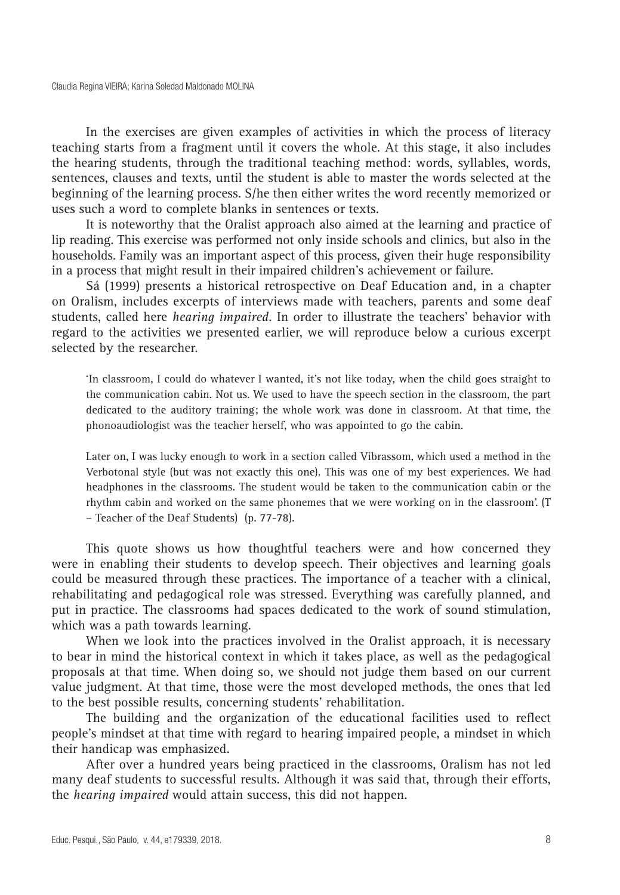In the exercises are given examples of activities in which the process of literacy teaching starts from a fragment until it covers the whole. At this stage, it also includes the hearing students, through the traditional teaching method: words, syllables, words, sentences, clauses and texts, until the student is able to master the words selected at the beginning of the learning process. S/he then either writes the word recently memorized or uses such a word to complete blanks in sentences or texts.

It is noteworthy that the Oralist approach also aimed at the learning and practice of lip reading. This exercise was performed not only inside schools and clinics, but also in the households. Family was an important aspect of this process, given their huge responsibility in a process that might result in their impaired children's achievement or failure.

Sá (1999) presents a historical retrospective on Deaf Education and, in a chapter on Oralism, includes excerpts of interviews made with teachers, parents and some deaf students, called here *hearing impaired*. In order to illustrate the teachers' behavior with regard to the activities we presented earlier, we will reproduce below a curious excerpt selected by the researcher.

> 'In classroom, I could do whatever I wanted, it's not like today, when the child goes straight to the communication cabin. Not us. We used to have the speech section in the classroom, the part dedicated to the auditory training; the whole work was done in classroom. At that time, the phonoaudiologist was the teacher herself, who was appointed to go the cabin.
>
> Later on, I was lucky enough to work in a section called Vibrassom, which used a method in the Verbotonal style (but was not exactly this one). This was one of my best experiences. We had headphones in the classrooms. The student would be taken to the communication cabin or the rhythm cabin and worked on the same phonemes that we were working on in the classroom'. (T – Teacher of the Deaf Students) (p. 77-78).

This quote shows us how thoughtful teachers were and how concerned they were in enabling their students to develop speech. Their objectives and learning goals could be measured through these practices. The importance of a teacher with a clinical, rehabilitating and pedagogical role was stressed. Everything was carefully planned, and put in practice. The classrooms had spaces dedicated to the work of sound stimulation, which was a path towards learning.

When we look into the practices involved in the Oralist approach, it is necessary to bear in mind the historical context in which it takes place, as well as the pedagogical proposals at that time. When doing so, we should not judge them based on our current value judgment. At that time, those were the most developed methods, the ones that led to the best possible results, concerning students' rehabilitation.

The building and the organization of the educational facilities used to reflect people's mindset at that time with regard to hearing impaired people, a mindset in which their handicap was emphasized.

After over a hundred years being practiced in the classrooms, Oralism has not led many deaf students to successful results. Although it was said that, through their efforts, the *hearing impaired* would attain success, this did not happen.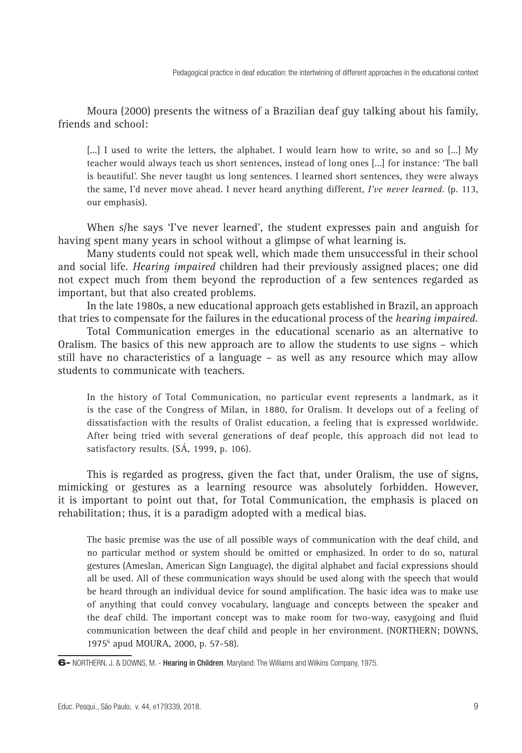Moura (2000) presents the witness of a Brazilian deaf guy talking about his family, friends and school:

> [...] I used to write the letters, the alphabet. I would learn how to write, so and so [...] My teacher would always teach us short sentences, instead of long ones [...] for instance: 'The ball is beautiful'. She never taught us long sentences. I learned short sentences, they were always the same, I'd never move ahead. I never heard anything different, *I've never learned*. (p. 113, our emphasis).

When s/he says 'I've never learned', the student expresses pain and anguish for having spent many years in school without a glimpse of what learning is.

Many students could not speak well, which made them unsuccessful in their school and social life. *Hearing impaired* children had their previously assigned places; one did not expect much from them beyond the reproduction of a few sentences regarded as important, but that also created problems.

In the late 1980s, a new educational approach gets established in Brazil, an approach that tries to compensate for the failures in the educational process of the *hearing impaired*.

Total Communication emerges in the educational scenario as an alternative to Oralism. The basics of this new approach are to allow the students to use signs – which still have no characteristics of a language – as well as any resource which may allow students to communicate with teachers.

> In the history of Total Communication, no particular event represents a landmark, as it is the case of the Congress of Milan, in 1880, for Oralism. It develops out of a feeling of dissatisfaction with the results of Oralist education, a feeling that is expressed worldwide. After being tried with several generations of deaf people, this approach did not lead to satisfactory results. (SÁ, 1999, p. 106).

This is regarded as progress, given the fact that, under Oralism, the use of signs, mimicking or gestures as a learning resource was absolutely forbidden. However, it is important to point out that, for Total Communication, the emphasis is placed on rehabilitation; thus, it is a paradigm adopted with a medical bias.

> The basic premise was the use of all possible ways of communication with the deaf child, and no particular method or system should be omitted or emphasized. In order to do so, natural gestures (Ameslan, American Sign Language), the digital alphabet and facial expressions should all be used. All of these communication ways should be used along with the speech that would be heard through an individual device for sound amplification. The basic idea was to make use of anything that could convey vocabulary, language and concepts between the speaker and the deaf child. The important concept was to make room for two-way, easygoing and fluid communication between the deaf child and people in her environment. (NORTHERN; DOWNS, 1975[6] apud MOURA, 2000, p. 57-58).

6- NORTHERN, J. & DOWNS, M. - **Hearing in Children**. Maryland: The Williams and Wilkins Company, 1975.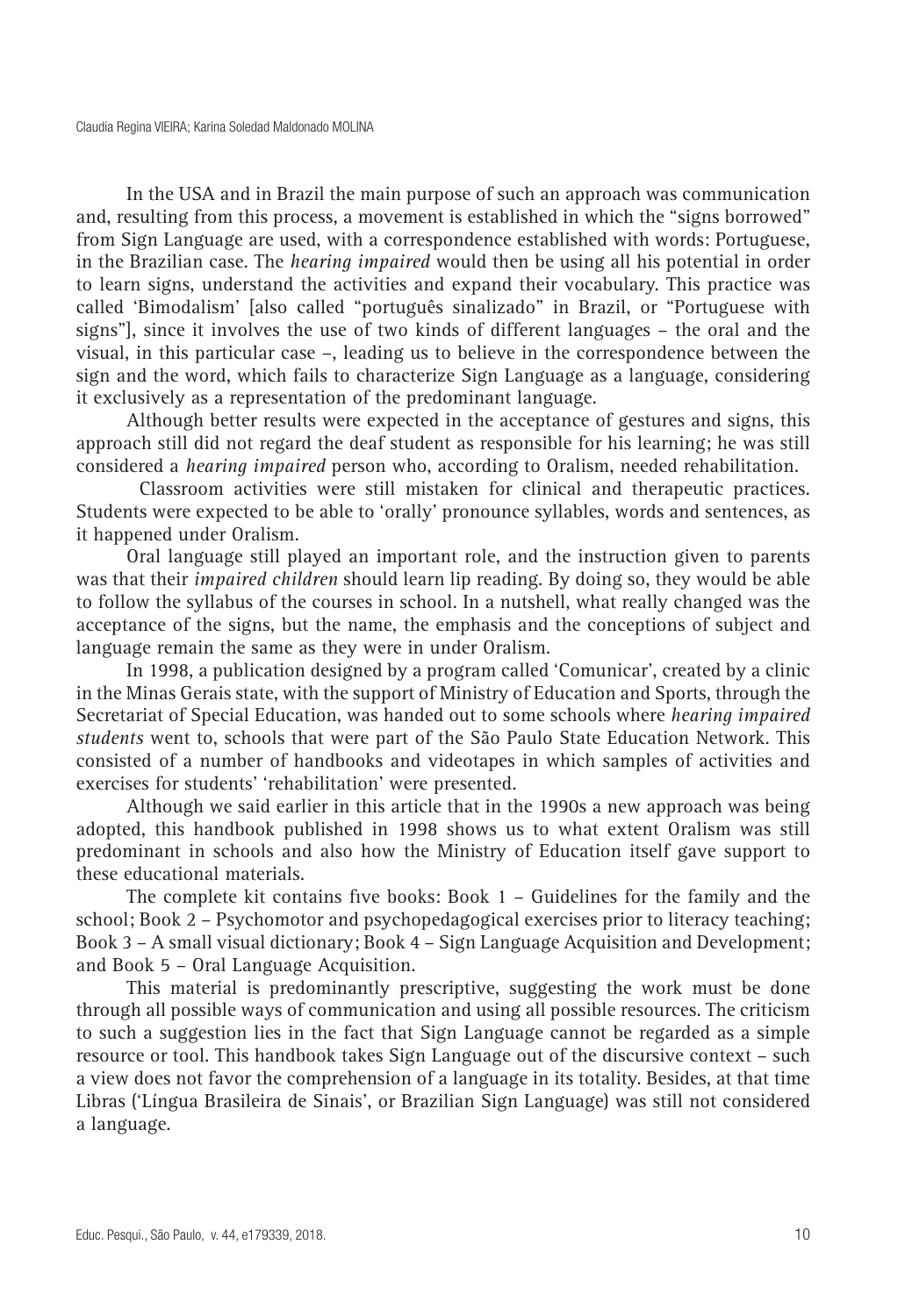In the USA and in Brazil the main purpose of such an approach was communication and, resulting from this process, a movement is established in which the "signs borrowed" from Sign Language are used, with a correspondence established with words: Portuguese, in the Brazilian case. The *hearing impaired* would then be using all his potential in order to learn signs, understand the activities and expand their vocabulary. This practice was called 'Bimodalism' [also called "português sinalizado" in Brazil, or "Portuguese with signs"], since it involves the use of two kinds of different languages – the oral and the visual, in this particular case –, leading us to believe in the correspondence between the sign and the word, which fails to characterize Sign Language as a language, considering it exclusively as a representation of the predominant language.

Although better results were expected in the acceptance of gestures and signs, this approach still did not regard the deaf student as responsible for his learning; he was still considered a *hearing impaired* person who, according to Oralism, needed rehabilitation.

Classroom activities were still mistaken for clinical and therapeutic practices. Students were expected to be able to 'orally' pronounce syllables, words and sentences, as it happened under Oralism.

Oral language still played an important role, and the instruction given to parents was that their *impaired children* should learn lip reading. By doing so, they would be able to follow the syllabus of the courses in school. In a nutshell, what really changed was the acceptance of the signs, but the name, the emphasis and the conceptions of subject and language remain the same as they were in under Oralism.

In 1998, a publication designed by a program called 'Comunicar', created by a clinic in the Minas Gerais state, with the support of Ministry of Education and Sports, through the Secretariat of Special Education, was handed out to some schools where *hearing impaired students* went to, schools that were part of the São Paulo State Education Network. This consisted of a number of handbooks and videotapes in which samples of activities and exercises for students' 'rehabilitation' were presented.

Although we said earlier in this article that in the 1990s a new approach was being adopted, this handbook published in 1998 shows us to what extent Oralism was still predominant in schools and also how the Ministry of Education itself gave support to these educational materials.

The complete kit contains five books: Book 1 – Guidelines for the family and the school; Book 2 – Psychomotor and psychopedagogical exercises prior to literacy teaching; Book 3 – A small visual dictionary; Book 4 – Sign Language Acquisition and Development; and Book 5 – Oral Language Acquisition.

This material is predominantly prescriptive, suggesting the work must be done through all possible ways of communication and using all possible resources. The criticism to such a suggestion lies in the fact that Sign Language cannot be regarded as a simple resource or tool. This handbook takes Sign Language out of the discursive context – such a view does not favor the comprehension of a language in its totality. Besides, at that time Libras ('Língua Brasileira de Sinais', or Brazilian Sign Language) was still not considered a language.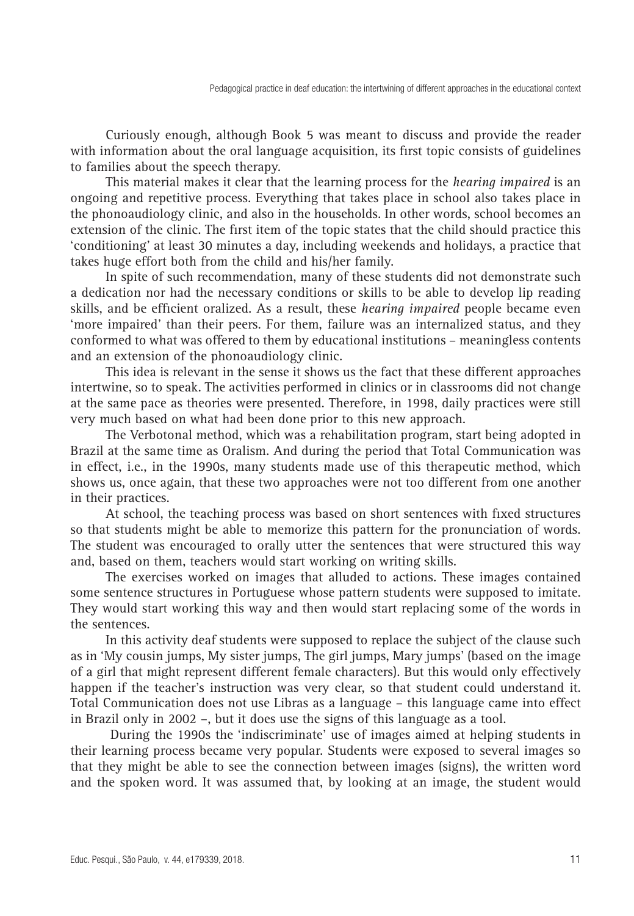Curiously enough, although Book 5 was meant to discuss and provide the reader with information about the oral language acquisition, its first topic consists of guidelines to families about the speech therapy.

This material makes it clear that the learning process for the *hearing impaired* is an ongoing and repetitive process. Everything that takes place in school also takes place in the phonoaudiology clinic, and also in the households. In other words, school becomes an extension of the clinic. The first item of the topic states that the child should practice this 'conditioning' at least 30 minutes a day, including weekends and holidays, a practice that takes huge effort both from the child and his/her family.

In spite of such recommendation, many of these students did not demonstrate such a dedication nor had the necessary conditions or skills to be able to develop lip reading skills, and be efficient oralized. As a result, these *hearing impaired* people became even 'more impaired' than their peers. For them, failure was an internalized status, and they conformed to what was offered to them by educational institutions – meaningless contents and an extension of the phonoaudiology clinic.

This idea is relevant in the sense it shows us the fact that these different approaches intertwine, so to speak. The activities performed in clinics or in classrooms did not change at the same pace as theories were presented. Therefore, in 1998, daily practices were still very much based on what had been done prior to this new approach.

The Verbotonal method, which was a rehabilitation program, start being adopted in Brazil at the same time as Oralism. And during the period that Total Communication was in effect, i.e., in the 1990s, many students made use of this therapeutic method, which shows us, once again, that these two approaches were not too different from one another in their practices.

At school, the teaching process was based on short sentences with fixed structures so that students might be able to memorize this pattern for the pronunciation of words. The student was encouraged to orally utter the sentences that were structured this way and, based on them, teachers would start working on writing skills.

The exercises worked on images that alluded to actions. These images contained some sentence structures in Portuguese whose pattern students were supposed to imitate. They would start working this way and then would start replacing some of the words in the sentences.

In this activity deaf students were supposed to replace the subject of the clause such as in 'My cousin jumps, My sister jumps, The girl jumps, Mary jumps' (based on the image of a girl that might represent different female characters). But this would only effectively happen if the teacher's instruction was very clear, so that student could understand it. Total Communication does not use Libras as a language – this language came into effect in Brazil only in 2002 –, but it does use the signs of this language as a tool.

During the 1990s the 'indiscriminate' use of images aimed at helping students in their learning process became very popular. Students were exposed to several images so that they might be able to see the connection between images (signs), the written word and the spoken word. It was assumed that, by looking at an image, the student would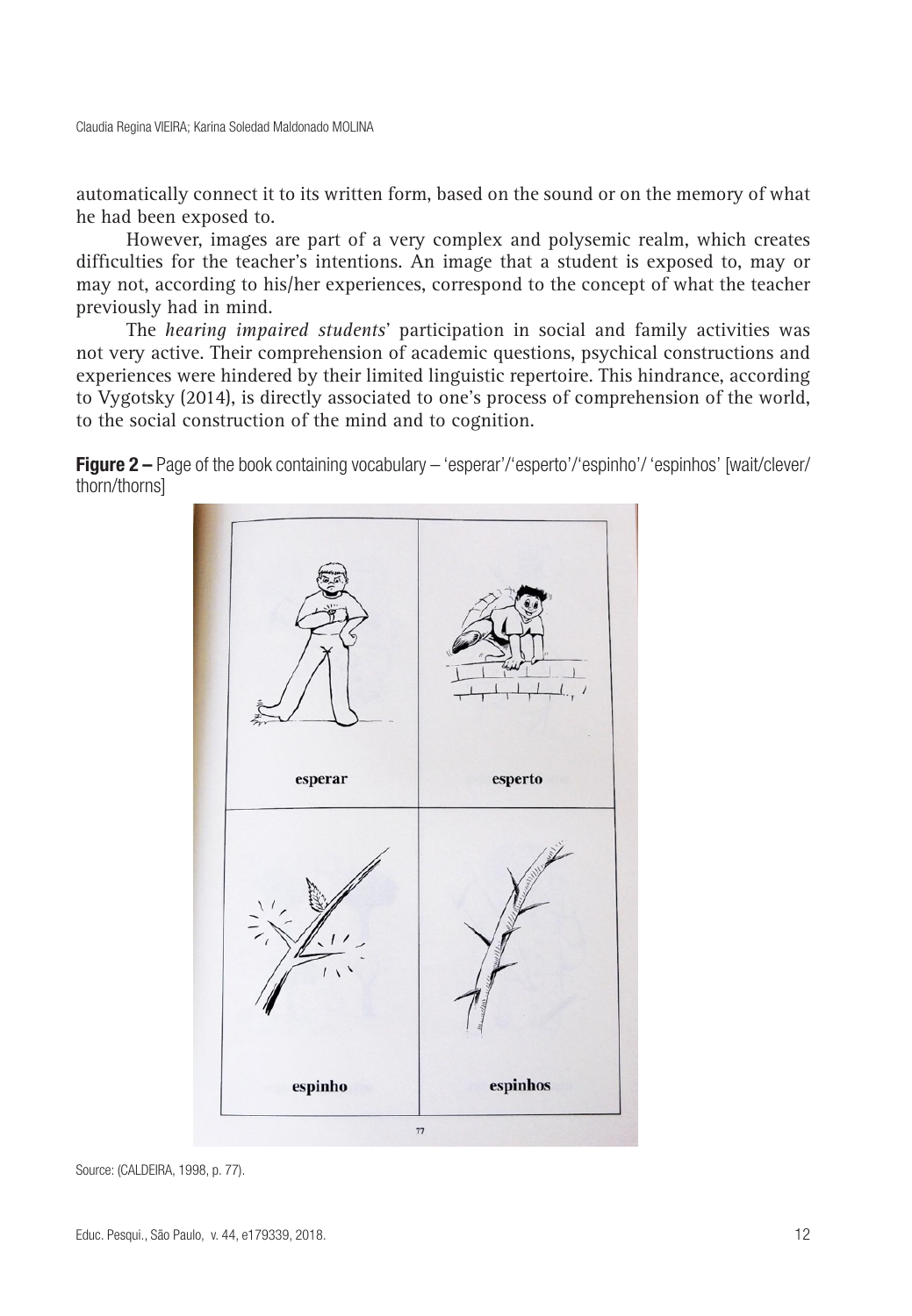automatically connect it to its written form, based on the sound or on the memory of what he had been exposed to.

However, images are part of a very complex and polysemic realm, which creates difficulties for the teacher's intentions. An image that a student is exposed to, may or may not, according to his/her experiences, correspond to the concept of what the teacher previously had in mind.

The *hearing impaired students*' participation in social and family activities was not very active. Their comprehension of academic questions, psychical constructions and experiences were hindered by their limited linguistic repertoire. This hindrance, according to Vygotsky (2014), is directly associated to one's process of comprehension of the world, to the social construction of the mind and to cognition.

**Figure 2 –** Page of the book containing vocabulary – 'esperar'/'esperto'/'espinho'/ 'espinhos' [wait/clever/ thorn/thorns]

Source: (CALDEIRA, 1998, p. 77).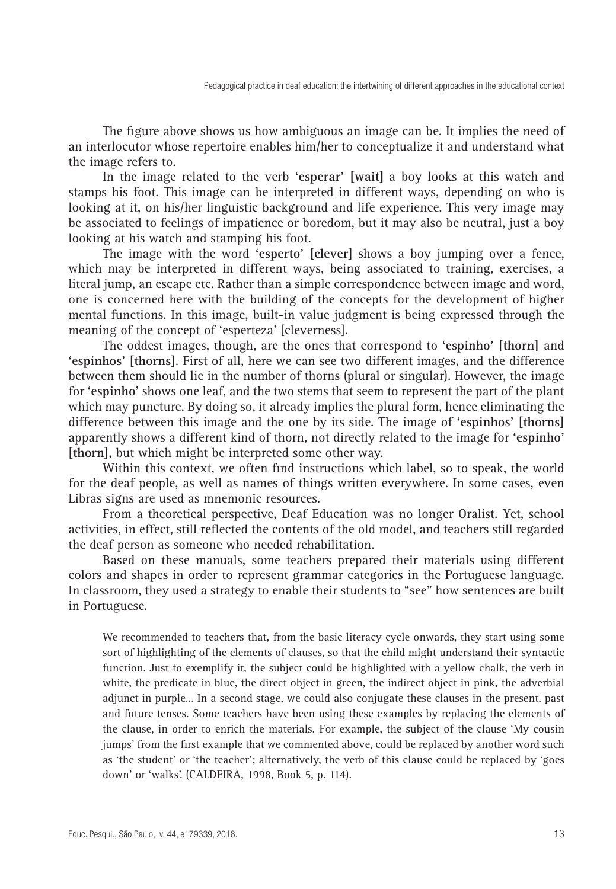The figure above shows us how ambiguous an image can be. It implies the need of an interlocutor whose repertoire enables him/her to conceptualize it and understand what the image refers to.

In the image related to the verb **'esperar' [wait]** a boy looks at this watch and stamps his foot. This image can be interpreted in different ways, depending on who is looking at it, on his/her linguistic background and life experience. This very image may be associated to feelings of impatience or boredom, but it may also be neutral, just a boy looking at his watch and stamping his foot.

The image with the word **'esperto' [clever]** shows a boy jumping over a fence, which may be interpreted in different ways, being associated to training, exercises, a literal jump, an escape etc. Rather than a simple correspondence between image and word, one is concerned here with the building of the concepts for the development of higher mental functions. In this image, built-in value judgment is being expressed through the meaning of the concept of 'esperteza' [cleverness].

The oddest images, though, are the ones that correspond to **'espinho' [thorn]** and **'espinhos' [thorns]**. First of all, here we can see two different images, and the difference between them should lie in the number of thorns (plural or singular). However, the image for **'espinho'** shows one leaf, and the two stems that seem to represent the part of the plant which may puncture. By doing so, it already implies the plural form, hence eliminating the difference between this image and the one by its side. The image of **'espinhos' [thorns]** apparently shows a different kind of thorn, not directly related to the image for **'espinho' [thorn]**, but which might be interpreted some other way.

Within this context, we often find instructions which label, so to speak, the world for the deaf people, as well as names of things written everywhere. In some cases, even Libras signs are used as mnemonic resources.

From a theoretical perspective, Deaf Education was no longer Oralist. Yet, school activities, in effect, still reflected the contents of the old model, and teachers still regarded the deaf person as someone who needed rehabilitation.

Based on these manuals, some teachers prepared their materials using different colors and shapes in order to represent grammar categories in the Portuguese language. In classroom, they used a strategy to enable their students to "see" how sentences are built in Portuguese.

> We recommended to teachers that, from the basic literacy cycle onwards, they start using some sort of highlighting of the elements of clauses, so that the child might understand their syntactic function. Just to exemplify it, the subject could be highlighted with a yellow chalk, the verb in white, the predicate in blue, the direct object in green, the indirect object in pink, the adverbial adjunct in purple... In a second stage, we could also conjugate these clauses in the present, past and future tenses. Some teachers have been using these examples by replacing the elements of the clause, in order to enrich the materials. For example, the subject of the clause 'My cousin jumps' from the first example that we commented above, could be replaced by another word such as 'the student' or 'the teacher'; alternatively, the verb of this clause could be replaced by 'goes down' or 'walks'. (CALDEIRA, 1998, Book 5, p. 114).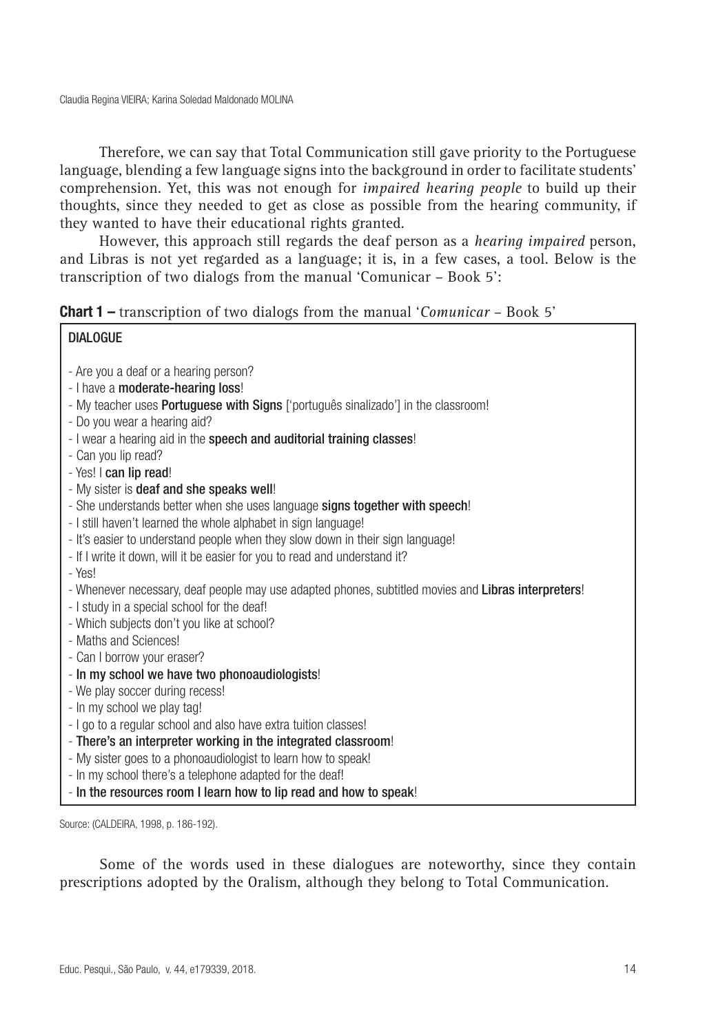Therefore, we can say that Total Communication still gave priority to the Portuguese language, blending a few language signs into the background in order to facilitate students' comprehension. Yet, this was not enough for *impaired hearing people* to build up their thoughts, since they needed to get as close as possible from the hearing community, if they wanted to have their educational rights granted.

However, this approach still regards the deaf person as a *hearing impaired* person, and Libras is not yet regarded as a language; it is, in a few cases, a tool. Below is the transcription of two dialogs from the manual 'Comunicar – Book 5':

**Chart 1 –** transcription of two dialogs from the manual '*Comunicar* – Book 5'

| DIALOGUE |
|---|
| - Are you a deaf or a hearing person?<br>- I have a **moderate-hearing loss**!<br>- My teacher uses **Portuguese with Signs** ['português sinalizado'] in the classroom!<br>- Do you wear a hearing aid?<br>- I wear a hearing aid in the **speech and auditorial training classes**!<br>- Can you lip read?<br>- Yes! I **can lip read**!<br>- My sister is **deaf and she speaks well**!<br>- She understands better when she uses language **signs together with speech**!<br>- I still haven't learned the whole alphabet in sign language!<br>- It's easier to understand people when they slow down in their sign language!<br>- If I write it down, will it be easier for you to read and understand it?<br>- Yes!<br>- Whenever necessary, deaf people may use adapted phones, subtitled movies and **Libras interpreters**!<br>- I study in a special school for the deaf!<br>- Which subjects don't you like at school?<br>- Maths and Sciences!<br>- Can I borrow your eraser?<br>- **In my school we have two phonoaudiologists**!<br>- We play soccer during recess!<br>- In my school we play tag!<br>- I go to a regular school and also have extra tuition classes!<br>- **There's an interpreter working in the integrated classroom**!<br>- My sister goes to a phonoaudiologist to learn how to speak!<br>- In my school there's a telephone adapted for the deaf!<br>- **In the resources room I learn how to lip read and how to speak**! |

Source: (CALDEIRA, 1998, p. 186-192).

Some of the words used in these dialogues are noteworthy, since they contain prescriptions adopted by the Oralism, although they belong to Total Communication.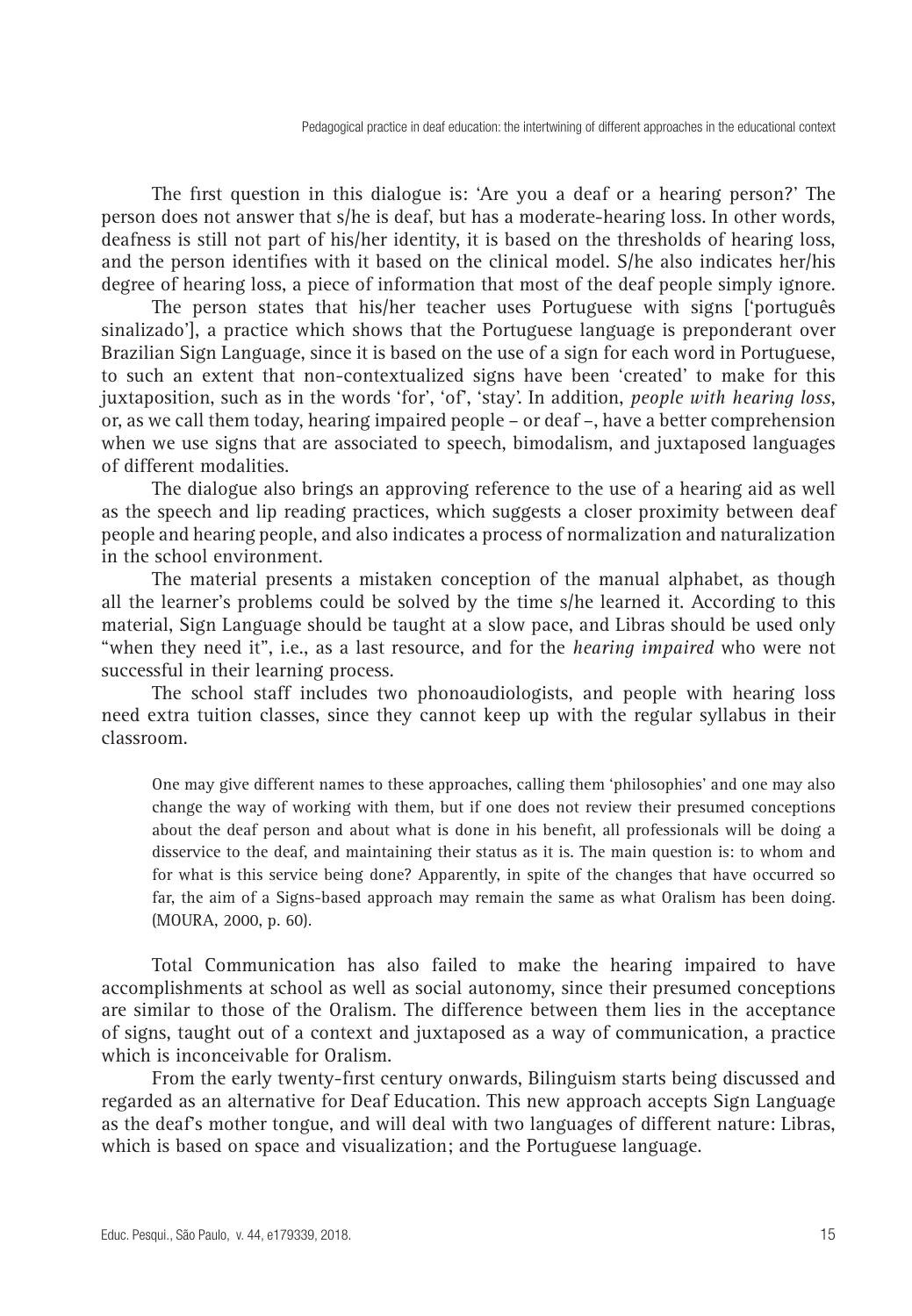The first question in this dialogue is: 'Are you a deaf or a hearing person?' The person does not answer that s/he is deaf, but has a moderate-hearing loss. In other words, deafness is still not part of his/her identity, it is based on the thresholds of hearing loss, and the person identifies with it based on the clinical model. S/he also indicates her/his degree of hearing loss, a piece of information that most of the deaf people simply ignore.

The person states that his/her teacher uses Portuguese with signs ['português sinalizado'], a practice which shows that the Portuguese language is preponderant over Brazilian Sign Language, since it is based on the use of a sign for each word in Portuguese, to such an extent that non-contextualized signs have been 'created' to make for this juxtaposition, such as in the words 'for', 'of', 'stay'. In addition, *people with hearing loss*, or, as we call them today, hearing impaired people – or deaf –, have a better comprehension when we use signs that are associated to speech, bimodalism, and juxtaposed languages of different modalities.

The dialogue also brings an approving reference to the use of a hearing aid as well as the speech and lip reading practices, which suggests a closer proximity between deaf people and hearing people, and also indicates a process of normalization and naturalization in the school environment.

The material presents a mistaken conception of the manual alphabet, as though all the learner's problems could be solved by the time s/he learned it. According to this material, Sign Language should be taught at a slow pace, and Libras should be used only "when they need it", i.e., as a last resource, and for the *hearing impaired* who were not successful in their learning process.

The school staff includes two phonoaudiologists, and people with hearing loss need extra tuition classes, since they cannot keep up with the regular syllabus in their classroom.

> One may give different names to these approaches, calling them 'philosophies' and one may also change the way of working with them, but if one does not review their presumed conceptions about the deaf person and about what is done in his benefit, all professionals will be doing a disservice to the deaf, and maintaining their status as it is. The main question is: to whom and for what is this service being done? Apparently, in spite of the changes that have occurred so far, the aim of a Signs-based approach may remain the same as what Oralism has been doing. (MOURA, 2000, p. 60).

Total Communication has also failed to make the hearing impaired to have accomplishments at school as well as social autonomy, since their presumed conceptions are similar to those of the Oralism. The difference between them lies in the acceptance of signs, taught out of a context and juxtaposed as a way of communication, a practice which is inconceivable for Oralism.

From the early twenty-first century onwards, Bilinguism starts being discussed and regarded as an alternative for Deaf Education. This new approach accepts Sign Language as the deaf's mother tongue, and will deal with two languages of different nature: Libras, which is based on space and visualization; and the Portuguese language.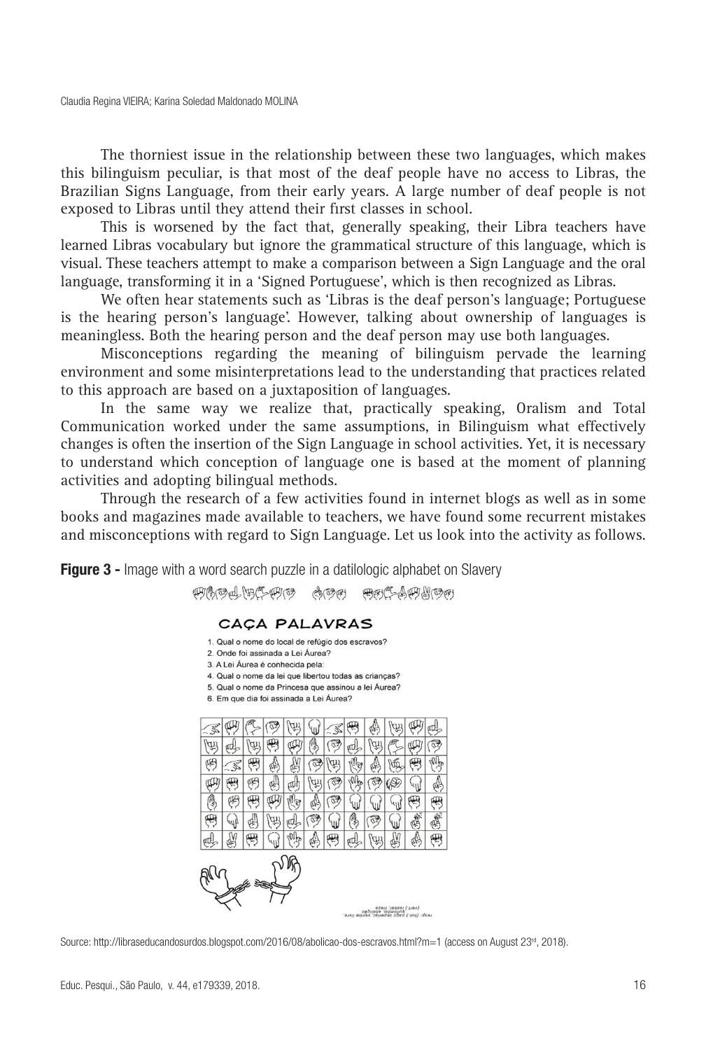The thorniest issue in the relationship between these two languages, which makes this bilinguism peculiar, is that most of the deaf people have no access to Libras, the Brazilian Signs Language, from their early years. A large number of deaf people is not exposed to Libras until they attend their first classes in school.

This is worsened by the fact that, generally speaking, their Libra teachers have learned Libras vocabulary but ignore the grammatical structure of this language, which is visual. These teachers attempt to make a comparison between a Sign Language and the oral language, transforming it in a 'Signed Portuguese', which is then recognized as Libras.

We often hear statements such as 'Libras is the deaf person's language; Portuguese is the hearing person's language'. However, talking about ownership of languages is meaningless. Both the hearing person and the deaf person may use both languages.

Misconceptions regarding the meaning of bilinguism pervade the learning environment and some misinterpretations lead to the understanding that practices related to this approach are based on a juxtaposition of languages.

In the same way we realize that, practically speaking, Oralism and Total Communication worked under the same assumptions, in Bilinguism what effectively changes is often the insertion of the Sign Language in school activities. Yet, it is necessary to understand which conception of language one is based at the moment of planning activities and adopting bilingual methods.

Through the research of a few activities found in internet blogs as well as in some books and magazines made available to teachers, we have found some recurrent mistakes and misconceptions with regard to Sign Language. Let us look into the activity as follows.

**Figure 3 -** Image with a word search puzzle in a datilologic alphabet on Slavery

CAÇA PALAVRAS

1. Qual o nome do local de refúgio dos escravos?
2. Onde foi assinada a Lei Áurea?
3. A Lei Áurea é conhecida pela:
4. Qual o nome da lei que libertou todas as crianças?
5. Qual o nome da Princesa que assinou a lei Áurea?
6. Em que dia foi assinada a Lei Áurea?

Source: http://libraseducandosurdos.blogspot.com/2016/08/abolicao-dos-escravos.html?m=1 (access on August 23rd, 2018).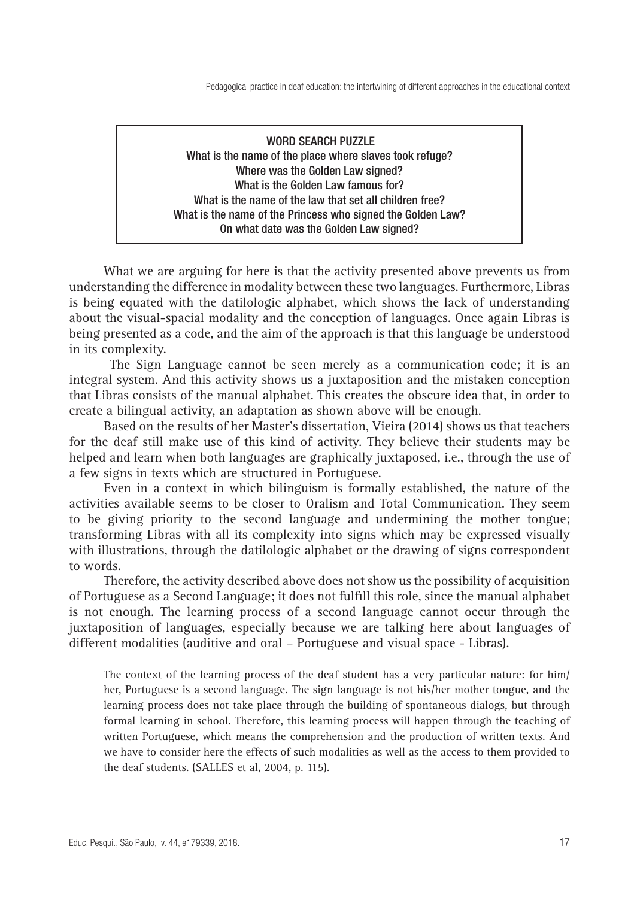WORD SEARCH PUZZLE

What is the name of the place where slaves took refuge?

Where was the Golden Law signed?

What is the Golden Law famous for?

What is the name of the law that set all children free?

What is the name of the Princess who signed the Golden Law?

On what date was the Golden Law signed?

What we are arguing for here is that the activity presented above prevents us from understanding the difference in modality between these two languages. Furthermore, Libras is being equated with the datilologic alphabet, which shows the lack of understanding about the visual-spacial modality and the conception of languages. Once again Libras is being presented as a code, and the aim of the approach is that this language be understood in its complexity.

The Sign Language cannot be seen merely as a communication code; it is an integral system. And this activity shows us a juxtaposition and the mistaken conception that Libras consists of the manual alphabet. This creates the obscure idea that, in order to create a bilingual activity, an adaptation as shown above will be enough.

Based on the results of her Master's dissertation, Vieira (2014) shows us that teachers for the deaf still make use of this kind of activity. They believe their students may be helped and learn when both languages are graphically juxtaposed, i.e., through the use of a few signs in texts which are structured in Portuguese.

Even in a context in which bilinguism is formally established, the nature of the activities available seems to be closer to Oralism and Total Communication. They seem to be giving priority to the second language and undermining the mother tongue; transforming Libras with all its complexity into signs which may be expressed visually with illustrations, through the datilologic alphabet or the drawing of signs correspondent to words.

Therefore, the activity described above does not show us the possibility of acquisition of Portuguese as a Second Language; it does not fulfill this role, since the manual alphabet is not enough. The learning process of a second language cannot occur through the juxtaposition of languages, especially because we are talking here about languages of different modalities (auditive and oral – Portuguese and visual space - Libras).

> The context of the learning process of the deaf student has a very particular nature: for him/her, Portuguese is a second language. The sign language is not his/her mother tongue, and the learning process does not take place through the building of spontaneous dialogs, but through formal learning in school. Therefore, this learning process will happen through the teaching of written Portuguese, which means the comprehension and the production of written texts. And we have to consider here the effects of such modalities as well as the access to them provided to the deaf students. (SALLES et al, 2004, p. 115).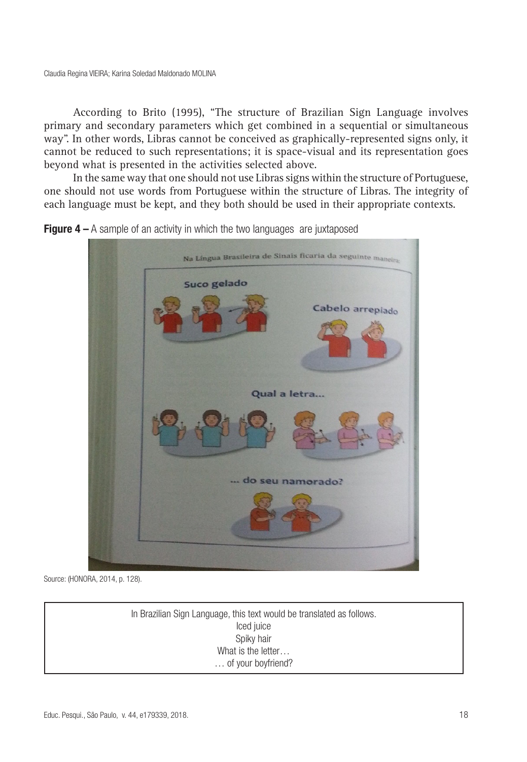According to Brito (1995), "The structure of Brazilian Sign Language involves primary and secondary parameters which get combined in a sequential or simultaneous way". In other words, Libras cannot be conceived as graphically-represented signs only, it cannot be reduced to such representations; it is space-visual and its representation goes beyond what is presented in the activities selected above.

In the same way that one should not use Libras signs within the structure of Portuguese, one should not use words from Portuguese within the structure of Libras. The integrity of each language must be kept, and they both should be used in their appropriate contexts.

**Figure 4 –** A sample of an activity in which the two languages are juxtaposed

Source: (HONORA, 2014, p. 128).

In Brazilian Sign Language, this text would be translated as follows.
Iced juice
Spiky hair
What is the letter…
… of your boyfriend?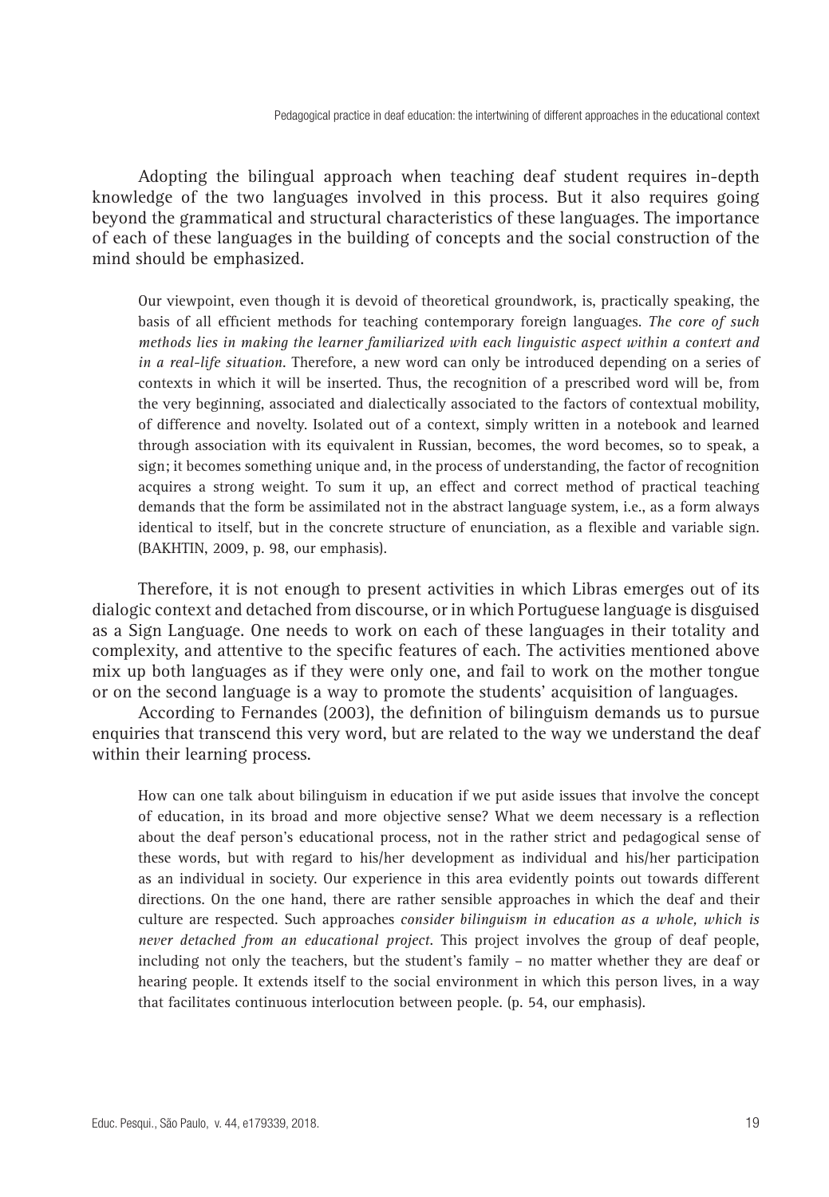Adopting the bilingual approach when teaching deaf student requires in-depth knowledge of the two languages involved in this process. But it also requires going beyond the grammatical and structural characteristics of these languages. The importance of each of these languages in the building of concepts and the social construction of the mind should be emphasized.

> Our viewpoint, even though it is devoid of theoretical groundwork, is, practically speaking, the basis of all efficient methods for teaching contemporary foreign languages. *The core of such methods lies in making the learner familiarized with each linguistic aspect within a context and in a real-life situation*. Therefore, a new word can only be introduced depending on a series of contexts in which it will be inserted. Thus, the recognition of a prescribed word will be, from the very beginning, associated and dialectically associated to the factors of contextual mobility, of difference and novelty. Isolated out of a context, simply written in a notebook and learned through association with its equivalent in Russian, becomes, the word becomes, so to speak, a sign; it becomes something unique and, in the process of understanding, the factor of recognition acquires a strong weight. To sum it up, an effect and correct method of practical teaching demands that the form be assimilated not in the abstract language system, i.e., as a form always identical to itself, but in the concrete structure of enunciation, as a flexible and variable sign. (BAKHTIN, 2009, p. 98, our emphasis).

Therefore, it is not enough to present activities in which Libras emerges out of its dialogic context and detached from discourse, or in which Portuguese language is disguised as a Sign Language. One needs to work on each of these languages in their totality and complexity, and attentive to the specific features of each. The activities mentioned above mix up both languages as if they were only one, and fail to work on the mother tongue or on the second language is a way to promote the students' acquisition of languages.

According to Fernandes (2003), the definition of bilinguism demands us to pursue enquiries that transcend this very word, but are related to the way we understand the deaf within their learning process.

> How can one talk about bilinguism in education if we put aside issues that involve the concept of education, in its broad and more objective sense? What we deem necessary is a reflection about the deaf person's educational process, not in the rather strict and pedagogical sense of these words, but with regard to his/her development as individual and his/her participation as an individual in society. Our experience in this area evidently points out towards different directions. On the one hand, there are rather sensible approaches in which the deaf and their culture are respected. Such approaches *consider bilinguism in education as a whole, which is never detached from an educational project*. This project involves the group of deaf people, including not only the teachers, but the student's family – no matter whether they are deaf or hearing people. It extends itself to the social environment in which this person lives, in a way that facilitates continuous interlocution between people. (p. 54, our emphasis).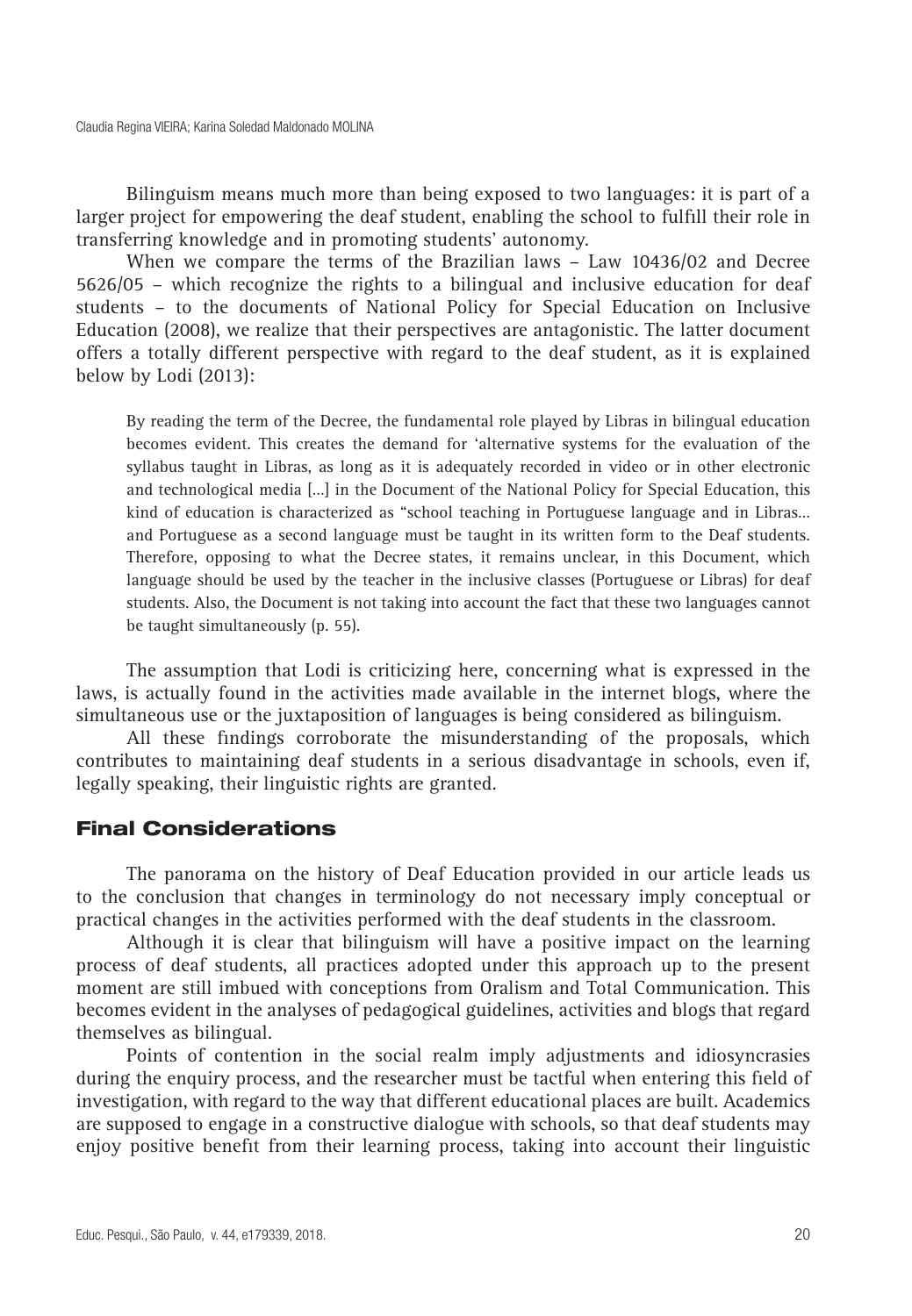Bilinguism means much more than being exposed to two languages: it is part of a larger project for empowering the deaf student, enabling the school to fulfill their role in transferring knowledge and in promoting students' autonomy.

When we compare the terms of the Brazilian laws – Law 10436/02 and Decree 5626/05 – which recognize the rights to a bilingual and inclusive education for deaf students – to the documents of National Policy for Special Education on Inclusive Education (2008), we realize that their perspectives are antagonistic. The latter document offers a totally different perspective with regard to the deaf student, as it is explained below by Lodi (2013):

> By reading the term of the Decree, the fundamental role played by Libras in bilingual education becomes evident. This creates the demand for 'alternative systems for the evaluation of the syllabus taught in Libras, as long as it is adequately recorded in video or in other electronic and technological media [...] in the Document of the National Policy for Special Education, this kind of education is characterized as "school teaching in Portuguese language and in Libras... and Portuguese as a second language must be taught in its written form to the Deaf students. Therefore, opposing to what the Decree states, it remains unclear, in this Document, which language should be used by the teacher in the inclusive classes (Portuguese or Libras) for deaf students. Also, the Document is not taking into account the fact that these two languages cannot be taught simultaneously (p. 55).

The assumption that Lodi is criticizing here, concerning what is expressed in the laws, is actually found in the activities made available in the internet blogs, where the simultaneous use or the juxtaposition of languages is being considered as bilinguism.

All these findings corroborate the misunderstanding of the proposals, which contributes to maintaining deaf students in a serious disadvantage in schools, even if, legally speaking, their linguistic rights are granted.

## Final Considerations

The panorama on the history of Deaf Education provided in our article leads us to the conclusion that changes in terminology do not necessary imply conceptual or practical changes in the activities performed with the deaf students in the classroom.

Although it is clear that bilinguism will have a positive impact on the learning process of deaf students, all practices adopted under this approach up to the present moment are still imbued with conceptions from Oralism and Total Communication. This becomes evident in the analyses of pedagogical guidelines, activities and blogs that regard themselves as bilingual.

Points of contention in the social realm imply adjustments and idiosyncrasies during the enquiry process, and the researcher must be tactful when entering this field of investigation, with regard to the way that different educational places are built. Academics are supposed to engage in a constructive dialogue with schools, so that deaf students may enjoy positive benefit from their learning process, taking into account their linguistic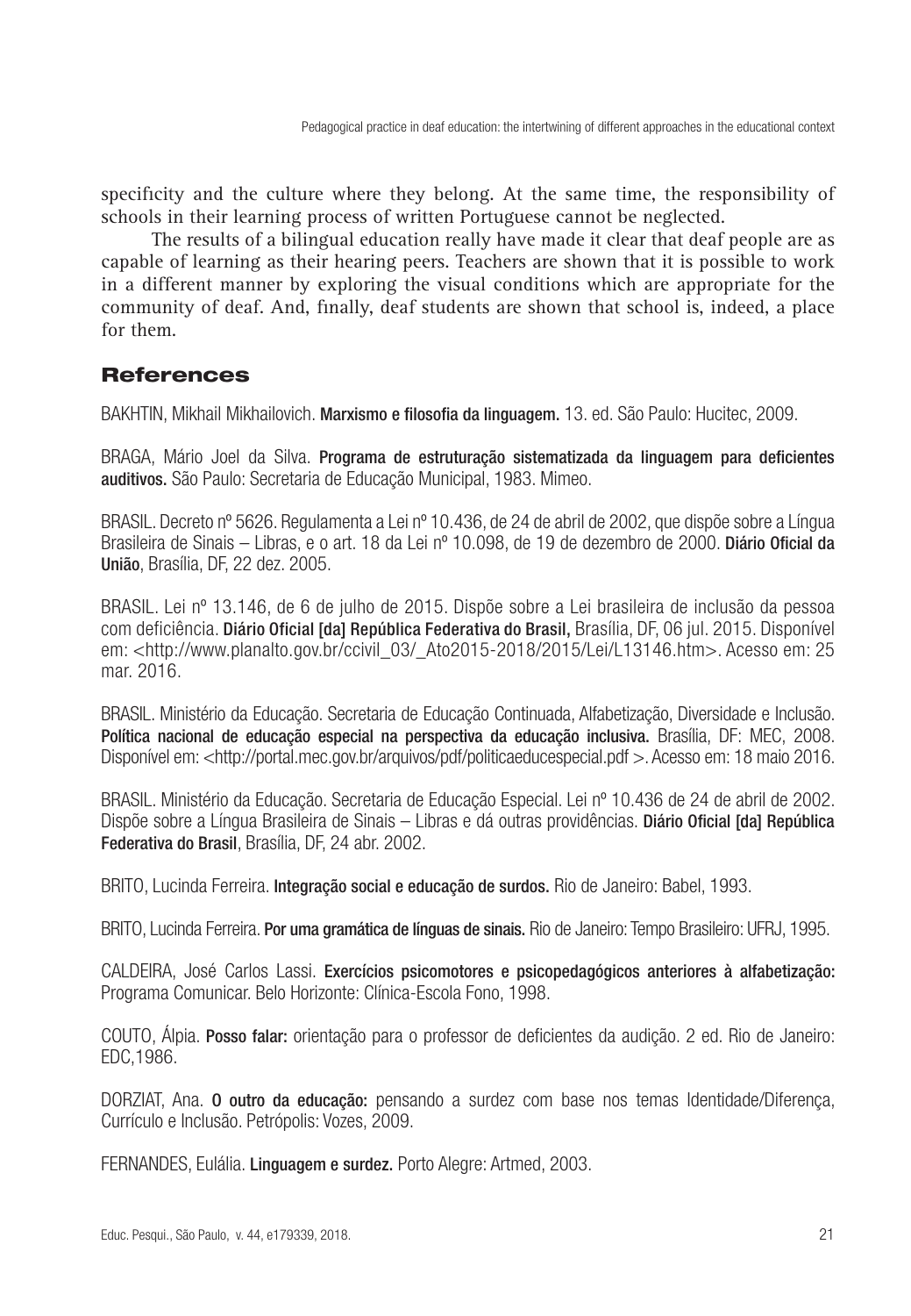specificity and the culture where they belong. At the same time, the responsibility of schools in their learning process of written Portuguese cannot be neglected.

The results of a bilingual education really have made it clear that deaf people are as capable of learning as their hearing peers. Teachers are shown that it is possible to work in a different manner by exploring the visual conditions which are appropriate for the community of deaf. And, finally, deaf students are shown that school is, indeed, a place for them.

## References

BAKHTIN, Mikhail Mikhailovich. **Marxismo e filosofia da linguagem.** 13. ed. São Paulo: Hucitec, 2009.

BRAGA, Mário Joel da Silva. **Programa de estruturação sistematizada da linguagem para deficientes auditivos.** São Paulo: Secretaria de Educação Municipal, 1983. Mimeo.

BRASIL. Decreto nº 5626. Regulamenta a Lei nº 10.436, de 24 de abril de 2002, que dispõe sobre a Língua Brasileira de Sinais – Libras, e o art. 18 da Lei nº 10.098, de 19 de dezembro de 2000. **Diário Oficial da União**, Brasília, DF, 22 dez. 2005.

BRASIL. Lei nº 13.146, de 6 de julho de 2015. Dispõe sobre a Lei brasileira de inclusão da pessoa com deficiência. **Diário Oficial [da] República Federativa do Brasil,** Brasília, DF, 06 jul. 2015. Disponível em: <http://www.planalto.gov.br/ccivil_03/_Ato2015-2018/2015/Lei/L13146.htm>. Acesso em: 25 mar. 2016.

BRASIL. Ministério da Educação. Secretaria de Educação Continuada, Alfabetização, Diversidade e Inclusão. **Política nacional de educação especial na perspectiva da educação inclusiva.** Brasília, DF: MEC, 2008. Disponível em: <http://portal.mec.gov.br/arquivos/pdf/politicaeducespecial.pdf >. Acesso em: 18 maio 2016.

BRASIL. Ministério da Educação. Secretaria de Educação Especial. Lei nº 10.436 de 24 de abril de 2002. Dispõe sobre a Língua Brasileira de Sinais – Libras e dá outras providências. **Diário Oficial [da] República Federativa do Brasil**, Brasília, DF, 24 abr. 2002.

BRITO, Lucinda Ferreira. **Integração social e educação de surdos.** Rio de Janeiro: Babel, 1993.

BRITO, Lucinda Ferreira. **Por uma gramática de línguas de sinais.** Rio de Janeiro: Tempo Brasileiro: UFRJ, 1995.

CALDEIRA, José Carlos Lassi. **Exercícios psicomotores e psicopedagógicos anteriores à alfabetização:** Programa Comunicar. Belo Horizonte: Clínica-Escola Fono, 1998.

COUTO, Álpia. **Posso falar:** orientação para o professor de deficientes da audição. 2 ed. Rio de Janeiro: EDC,1986.

DORZIAT, Ana. **O outro da educação:** pensando a surdez com base nos temas Identidade/Diferença, Currículo e Inclusão. Petrópolis: Vozes, 2009.

FERNANDES, Eulália. **Linguagem e surdez.** Porto Alegre: Artmed, 2003.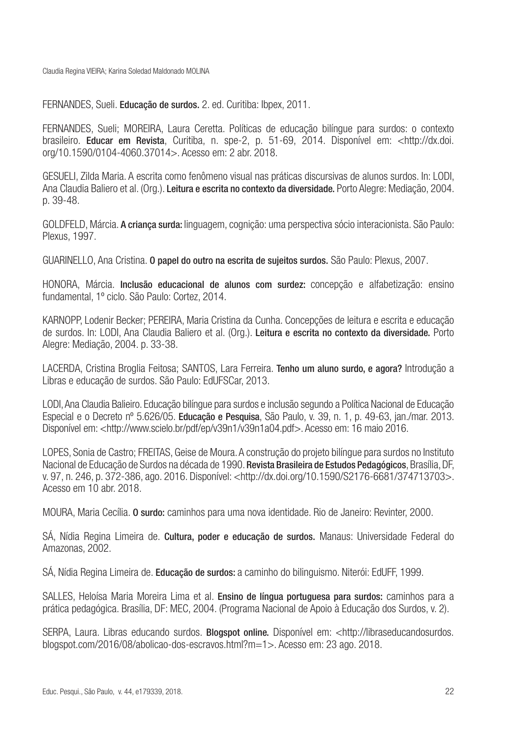FERNANDES, Sueli. **Educação de surdos.** 2. ed. Curitiba: Ibpex, 2011.

FERNANDES, Sueli; MOREIRA, Laura Ceretta. Políticas de educação bilíngue para surdos: o contexto brasileiro. **Educar em Revista**, Curitiba, n. spe-2, p. 51-69, 2014. Disponível em: <http://dx.doi.org/10.1590/0104-4060.37014>. Acesso em: 2 abr. 2018.

GESUELI, Zilda Maria. A escrita como fenômeno visual nas práticas discursivas de alunos surdos. In: LODI, Ana Claudia Baliero et al. (Org.). **Leitura e escrita no contexto da diversidade.** Porto Alegre: Mediação, 2004. p. 39-48.

GOLDFELD, Márcia. **A criança surda:** linguagem, cognição: uma perspectiva sócio interacionista. São Paulo: Plexus, 1997.

GUARINELLO, Ana Cristina. **O papel do outro na escrita de sujeitos surdos.** São Paulo: Plexus, 2007.

HONORA, Márcia. **Inclusão educacional de alunos com surdez:** concepção e alfabetização: ensino fundamental, 1º ciclo. São Paulo: Cortez, 2014.

KARNOPP, Lodenir Becker; PEREIRA, Maria Cristina da Cunha. Concepções de leitura e escrita e educação de surdos. In: LODI, Ana Claudia Baliero et al. (Org.). **Leitura e escrita no contexto da diversidade.** Porto Alegre: Mediação, 2004. p. 33-38.

LACERDA, Cristina Broglia Feitosa; SANTOS, Lara Ferreira. **Tenho um aluno surdo, e agora?** Introdução a Libras e educação de surdos. São Paulo: EdUFSCar, 2013.

LODI, Ana Claudia Balieiro. Educação bilíngue para surdos e inclusão segundo a Política Nacional de Educação Especial e o Decreto nº 5.626/05. **Educação e Pesquisa**, São Paulo, v. 39, n. 1, p. 49-63, jan./mar. 2013. Disponível em: <http://www.scielo.br/pdf/ep/v39n1/v39n1a04.pdf>. Acesso em: 16 maio 2016.

LOPES, Sonia de Castro; FREITAS, Geise de Moura. A construção do projeto bilíngue para surdos no Instituto Nacional de Educação de Surdos na década de 1990. **Revista Brasileira de Estudos Pedagógicos**, Brasília, DF, v. 97, n. 246, p. 372-386, ago. 2016. Disponível: <http://dx.doi.org/10.1590/S2176-6681/374713703>. Acesso em 10 abr. 2018.

MOURA, Maria Cecília. **O surdo:** caminhos para uma nova identidade. Rio de Janeiro: Revinter, 2000.

SÁ, Nídia Regina Limeira de. **Cultura, poder e educação de surdos.** Manaus: Universidade Federal do Amazonas, 2002.

SÁ, Nídia Regina Limeira de. **Educação de surdos:** a caminho do bilinguismo. Niterói: EdUFF, 1999.

SALLES, Heloísa Maria Moreira Lima et al. **Ensino de língua portuguesa para surdos:** caminhos para a prática pedagógica. Brasília, DF: MEC, 2004. (Programa Nacional de Apoio à Educação dos Surdos, v. 2).

SERPA, Laura. Libras educando surdos. **Blogspot online.** Disponível em: <http://libraseducandosurdos.blogspot.com/2016/08/abolicao-dos-escravos.html?m=1>. Acesso em: 23 ago. 2018.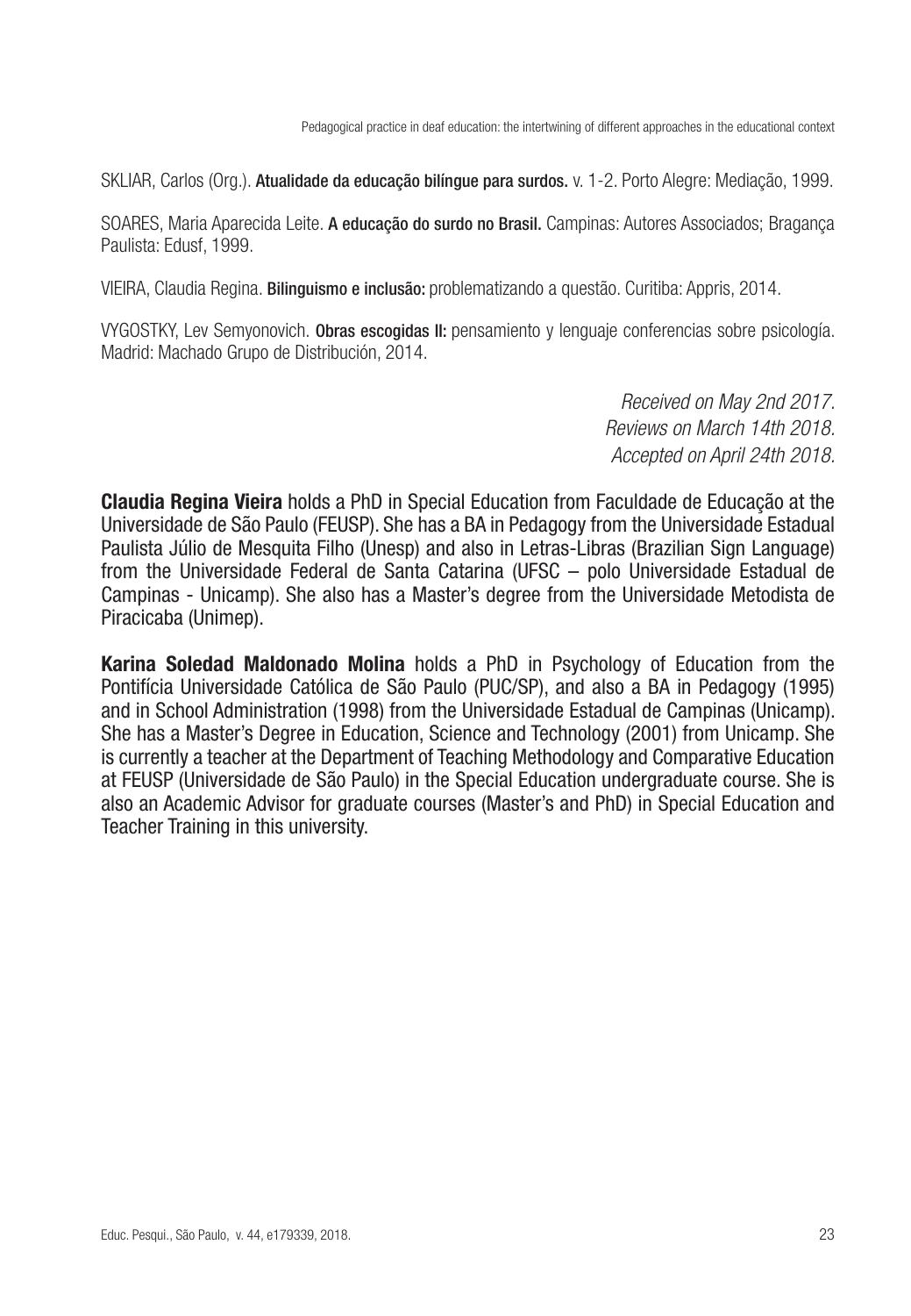SKLIAR, Carlos (Org.). **Atualidade da educação bilíngue para surdos.** v. 1-2. Porto Alegre: Mediação, 1999.

SOARES, Maria Aparecida Leite. **A educação do surdo no Brasil.** Campinas: Autores Associados; Bragança Paulista: Edusf, 1999.

VIEIRA, Claudia Regina. **Bilinguismo e inclusão:** problematizando a questão. Curitiba: Appris, 2014.

VYGOSTKY, Lev Semyonovich. **Obras escogidas II:** pensamiento y lenguaje conferencias sobre psicología. Madrid: Machado Grupo de Distribución, 2014.

*Received on May 2nd 2017.*
*Reviews on March 14th 2018.*
*Accepted on April 24th 2018.*

**Claudia Regina Vieira** holds a PhD in Special Education from Faculdade de Educação at the Universidade de São Paulo (FEUSP). She has a BA in Pedagogy from the Universidade Estadual Paulista Júlio de Mesquita Filho (Unesp) and also in Letras-Libras (Brazilian Sign Language) from the Universidade Federal de Santa Catarina (UFSC – polo Universidade Estadual de Campinas - Unicamp). She also has a Master's degree from the Universidade Metodista de Piracicaba (Unimep).

**Karina Soledad Maldonado Molina** holds a PhD in Psychology of Education from the Pontifícia Universidade Católica de São Paulo (PUC/SP), and also a BA in Pedagogy (1995) and in School Administration (1998) from the Universidade Estadual de Campinas (Unicamp). She has a Master's Degree in Education, Science and Technology (2001) from Unicamp. She is currently a teacher at the Department of Teaching Methodology and Comparative Education at FEUSP (Universidade de São Paulo) in the Special Education undergraduate course. She is also an Academic Advisor for graduate courses (Master's and PhD) in Special Education and Teacher Training in this university.